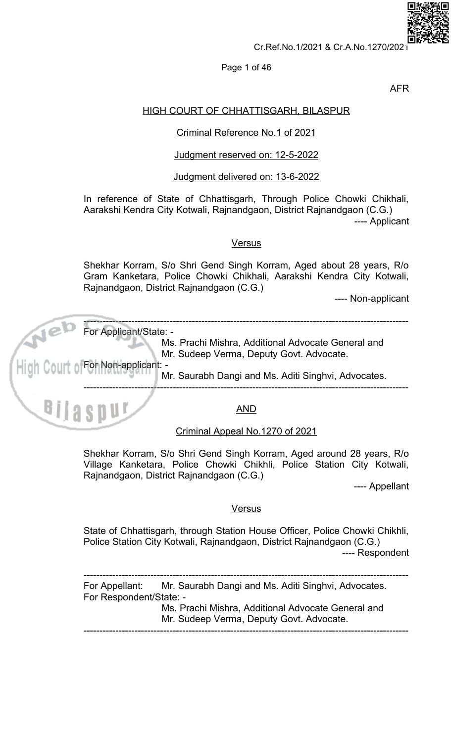AFR

# HIGH COURT OF CHHATTISGARH, BILASPUR

Criminal Reference No.1 of 2021

Judgment reserved on: 12-5-2022

Judgment delivered on: 13-6-2022

In reference of State of Chhattisgarh, Through Police Chowki Chikhali, Aarakshi Kendra City Kotwali, Rajnandgaon, District Rajnandgaon (C.G.)

---- Applicant

Versus

Shekhar Korram, S/o Shri Gend Singh Korram, Aged about 28 years, R/o Gram Kanketara, Police Chowki Chikhali, Aarakshi Kendra City Kotwali, Rajnandgaon, District Rajnandgaon (C.G.)

---- Non-applicant

---

For Applicant/State: - Ms. Prachi Mishra, Additional Advocate General and Mr. Sudeep Verma, Deputy Govt. Advocate.

For Non-applicant: - Mr. Saurabh Dangi and Ms. Aditi Singhvi, Advocates.

---

AND

Criminal Appeal No.1270 of 2021

Shekhar Korram, S/o Shri Gend Singh Korram, Aged around 28 years, R/o Village Kanketara, Police Chowki Chikhli, Police Station City Kotwali, Rajnandgaon, District Rajnandgaon (C.G.)

---- Appellant

Versus

State of Chhattisgarh, through Station House Officer, Police Chowki Chikhli, Police Station City Kotwali, Rajnandgaon, District Rajnandgaon (C.G.)

---- Respondent

---

For Appellant: Mr. Saurabh Dangi and Ms. Aditi Singhvi, Advocates.

For Respondent/State: - Ms. Prachi Mishra, Additional Advocate General and Mr. Sudeep Verma, Deputy Govt. Advocate.

---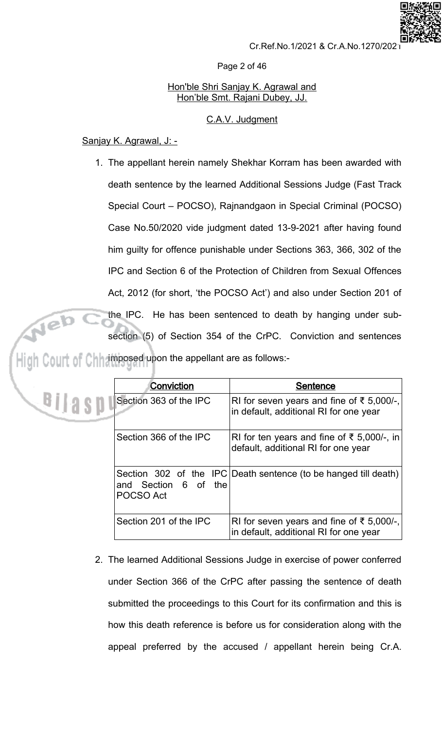Hon'ble Shri Sanjay K. Agrawal and
Hon'ble Smt. Rajani Dubey, JJ.

C.A.V. Judgment

Sanjay K. Agrawal, J: -

1. The appellant herein namely Shekhar Korram has been awarded with death sentence by the learned Additional Sessions Judge (Fast Track Special Court – POCSO), Rajnandgaon in Special Criminal (POCSO) Case No.50/2020 vide judgment dated 13-9-2021 after having found him guilty for offence punishable under Sections 363, 366, 302 of the IPC and Section 6 of the Protection of Children from Sexual Offences Act, 2012 (for short, 'the POCSO Act') and also under Section 201 of the IPC. He has been sentenced to death by hanging under sub-section (5) of Section 354 of the CrPC. Conviction and sentences imposed upon the appellant are as follows:-

| Conviction | Sentence |
|---|---|
| Section 363 of the IPC | RI for seven years and fine of ₹ 5,000/-, in default, additional RI for one year |
| Section 366 of the IPC | RI for ten years and fine of ₹ 5,000/-, in default, additional RI for one year |
| Section 302 of the IPC and Section 6 of the POCSO Act | Death sentence (to be hanged till death) |
| Section 201 of the IPC | RI for seven years and fine of ₹ 5,000/-, in default, additional RI for one year |

2. The learned Additional Sessions Judge in exercise of power conferred under Section 366 of the CrPC after passing the sentence of death submitted the proceedings to this Court for its confirmation and this is how this death reference is before us for consideration along with the appeal preferred by the accused / appellant herein being Cr.A.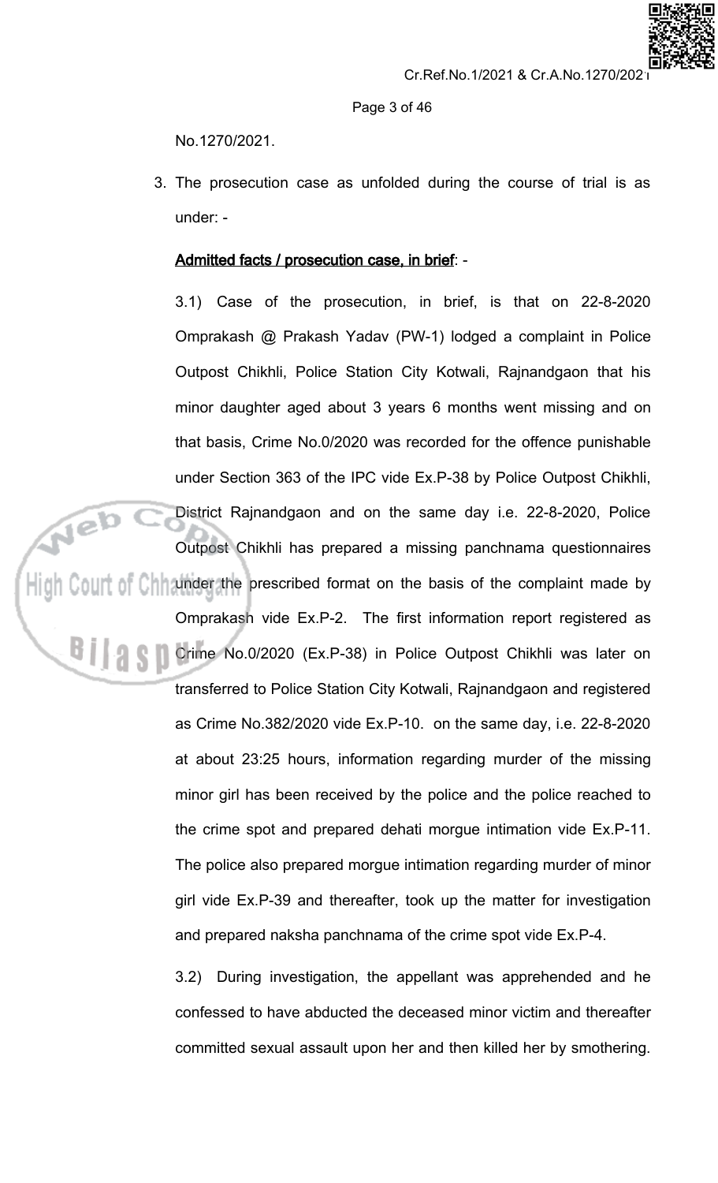No.1270/2021.

3. The prosecution case as unfolded during the course of trial is as under: -

**<u>Admitted facts / prosecution case, in brief</u>**: -

3.1) Case of the prosecution, in brief, is that on 22-8-2020 Omprakash @ Prakash Yadav (PW-1) lodged a complaint in Police Outpost Chikhli, Police Station City Kotwali, Rajnandgaon that his minor daughter aged about 3 years 6 months went missing and on that basis, Crime No.0/2020 was recorded for the offence punishable under Section 363 of the IPC vide Ex.P-38 by Police Outpost Chikhli, District Rajnandgaon and on the same day i.e. 22-8-2020, Police Outpost Chikhli has prepared a missing panchnama questionnaires under the prescribed format on the basis of the complaint made by Omprakash vide Ex.P-2. The first information report registered as Crime No.0/2020 (Ex.P-38) in Police Outpost Chikhli was later on transferred to Police Station City Kotwali, Rajnandgaon and registered as Crime No.382/2020 vide Ex.P-10. on the same day, i.e. 22-8-2020 at about 23:25 hours, information regarding murder of the missing minor girl has been received by the police and the police reached to the crime spot and prepared dehati morgue intimation vide Ex.P-11. The police also prepared morgue intimation regarding murder of minor girl vide Ex.P-39 and thereafter, took up the matter for investigation and prepared naksha panchnama of the crime spot vide Ex.P-4.

3.2) During investigation, the appellant was apprehended and he confessed to have abducted the deceased minor victim and thereafter committed sexual assault upon her and then killed her by smothering.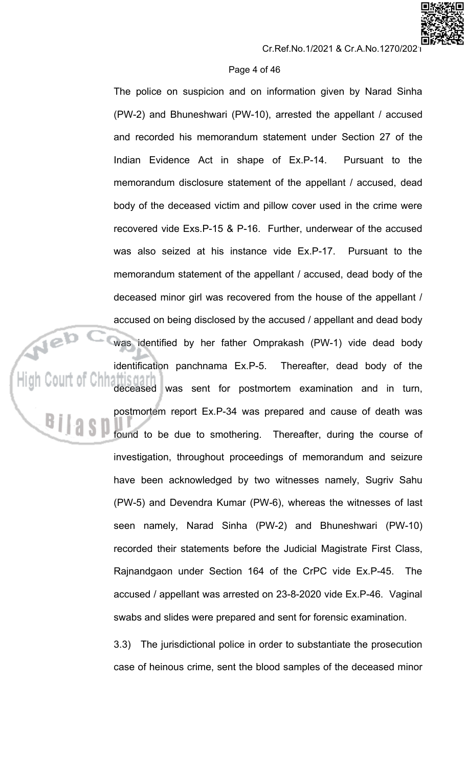The police on suspicion and on information given by Narad Sinha (PW-2) and Bhuneshwari (PW-10), arrested the appellant / accused and recorded his memorandum statement under Section 27 of the Indian Evidence Act in shape of Ex.P-14. Pursuant to the memorandum disclosure statement of the appellant / accused, dead body of the deceased victim and pillow cover used in the crime were recovered vide Exs.P-15 & P-16. Further, underwear of the accused was also seized at his instance vide Ex.P-17. Pursuant to the memorandum statement of the appellant / accused, dead body of the deceased minor girl was recovered from the house of the appellant / accused on being disclosed by the accused / appellant and dead body was identified by her father Omprakash (PW-1) vide dead body identification panchnama Ex.P-5. Thereafter, dead body of the deceased was sent for postmortem examination and in turn, postmortem report Ex.P-34 was prepared and cause of death was found to be due to smothering. Thereafter, during the course of investigation, throughout proceedings of memorandum and seizure have been acknowledged by two witnesses namely, Sugriv Sahu (PW-5) and Devendra Kumar (PW-6), whereas the witnesses of last seen namely, Narad Sinha (PW-2) and Bhuneshwari (PW-10) recorded their statements before the Judicial Magistrate First Class, Rajnandgaon under Section 164 of the CrPC vide Ex.P-45. The accused / appellant was arrested on 23-8-2020 vide Ex.P-46. Vaginal swabs and slides were prepared and sent for forensic examination.

3.3) The jurisdictional police in order to substantiate the prosecution case of heinous crime, sent the blood samples of the deceased minor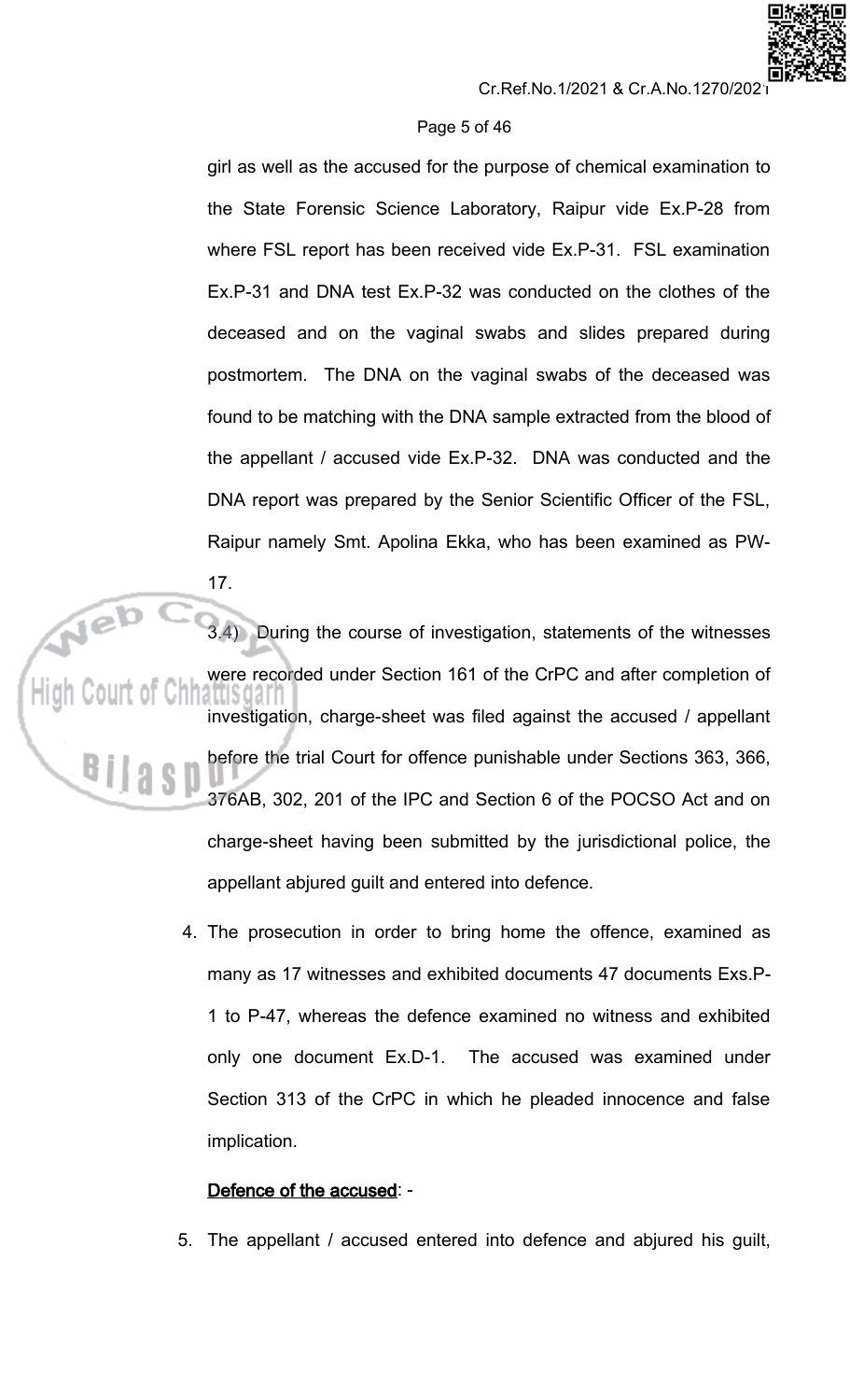girl as well as the accused for the purpose of chemical examination to the State Forensic Science Laboratory, Raipur vide Ex.P-28 from where FSL report has been received vide Ex.P-31. FSL examination Ex.P-31 and DNA test Ex.P-32 was conducted on the clothes of the deceased and on the vaginal swabs and slides prepared during postmortem. The DNA on the vaginal swabs of the deceased was found to be matching with the DNA sample extracted from the blood of the appellant / accused vide Ex.P-32. DNA was conducted and the DNA report was prepared by the Senior Scientific Officer of the FSL, Raipur namely Smt. Apolina Ekka, who has been examined as PW-17.

3.4) During the course of investigation, statements of the witnesses were recorded under Section 161 of the CrPC and after completion of investigation, charge-sheet was filed against the accused / appellant before the trial Court for offence punishable under Sections 363, 366, 376AB, 302, 201 of the IPC and Section 6 of the POCSO Act and on charge-sheet having been submitted by the jurisdictional police, the appellant abjured guilt and entered into defence.

4. The prosecution in order to bring home the offence, examined as many as 17 witnesses and exhibited documents 47 documents Exs.P-1 to P-47, whereas the defence examined no witness and exhibited only one document Ex.D-1. The accused was examined under Section 313 of the CrPC in which he pleaded innocence and false implication.

**Defence of the accused**: -

5. The appellant / accused entered into defence and abjured his guilt,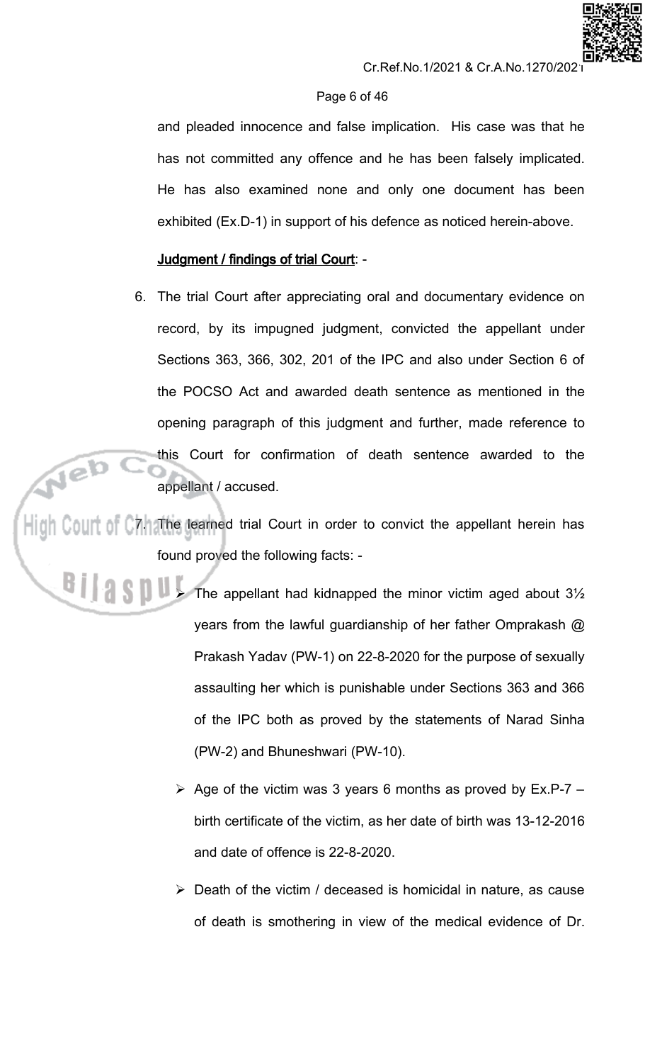and pleaded innocence and false implication. His case was that he has not committed any offence and he has been falsely implicated. He has also examined none and only one document has been exhibited (Ex.D-1) in support of his defence as noticed herein-above.

**Judgment / findings of trial Court**: -

6. The trial Court after appreciating oral and documentary evidence on record, by its impugned judgment, convicted the appellant under Sections 363, 366, 302, 201 of the IPC and also under Section 6 of the POCSO Act and awarded death sentence as mentioned in the opening paragraph of this judgment and further, made reference to this Court for confirmation of death sentence awarded to the appellant / accused.

7. The learned trial Court in order to convict the appellant herein has found proved the following facts: -

   - The appellant had kidnapped the minor victim aged about 3½ years from the lawful guardianship of her father Omprakash @ Prakash Yadav (PW-1) on 22-8-2020 for the purpose of sexually assaulting her which is punishable under Sections 363 and 366 of the IPC both as proved by the statements of Narad Sinha (PW-2) and Bhuneshwari (PW-10).

   - Age of the victim was 3 years 6 months as proved by Ex.P-7 – birth certificate of the victim, as her date of birth was 13-12-2016 and date of offence is 22-8-2020.

   - Death of the victim / deceased is homicidal in nature, as cause of death is smothering in view of the medical evidence of Dr.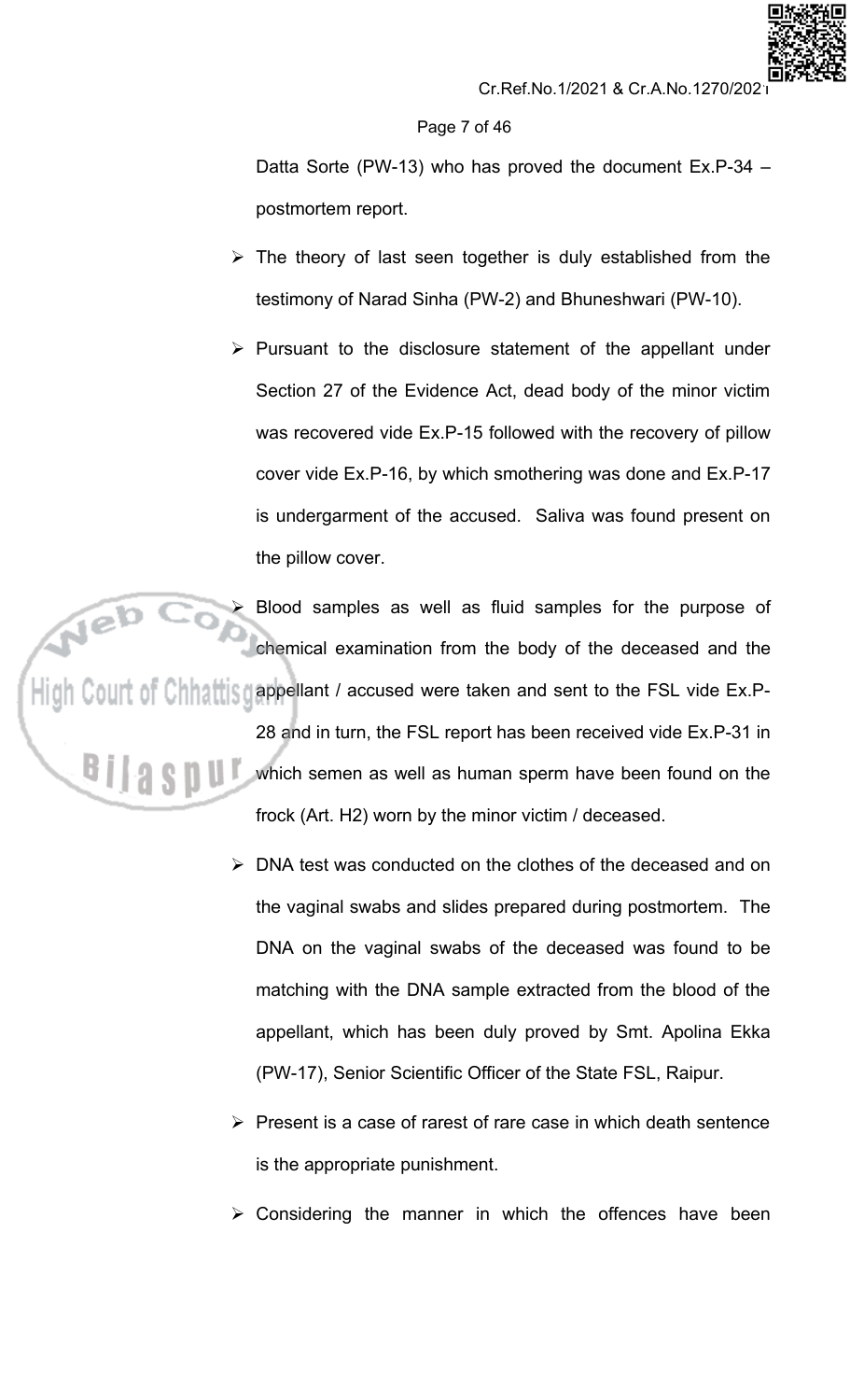Datta Sorte (PW-13) who has proved the document Ex.P-34 – postmortem report.

- The theory of last seen together is duly established from the testimony of Narad Sinha (PW-2) and Bhuneshwari (PW-10).
- Pursuant to the disclosure statement of the appellant under Section 27 of the Evidence Act, dead body of the minor victim was recovered vide Ex.P-15 followed with the recovery of pillow cover vide Ex.P-16, by which smothering was done and Ex.P-17 is undergarment of the accused. Saliva was found present on the pillow cover.
- Blood samples as well as fluid samples for the purpose of chemical examination from the body of the deceased and the appellant / accused were taken and sent to the FSL vide Ex.P-28 and in turn, the FSL report has been received vide Ex.P-31 in which semen as well as human sperm have been found on the frock (Art. H2) worn by the minor victim / deceased.
- DNA test was conducted on the clothes of the deceased and on the vaginal swabs and slides prepared during postmortem. The DNA on the vaginal swabs of the deceased was found to be matching with the DNA sample extracted from the blood of the appellant, which has been duly proved by Smt. Apolina Ekka (PW-17), Senior Scientific Officer of the State FSL, Raipur.
- Present is a case of rarest of rare case in which death sentence is the appropriate punishment.
- Considering the manner in which the offences have been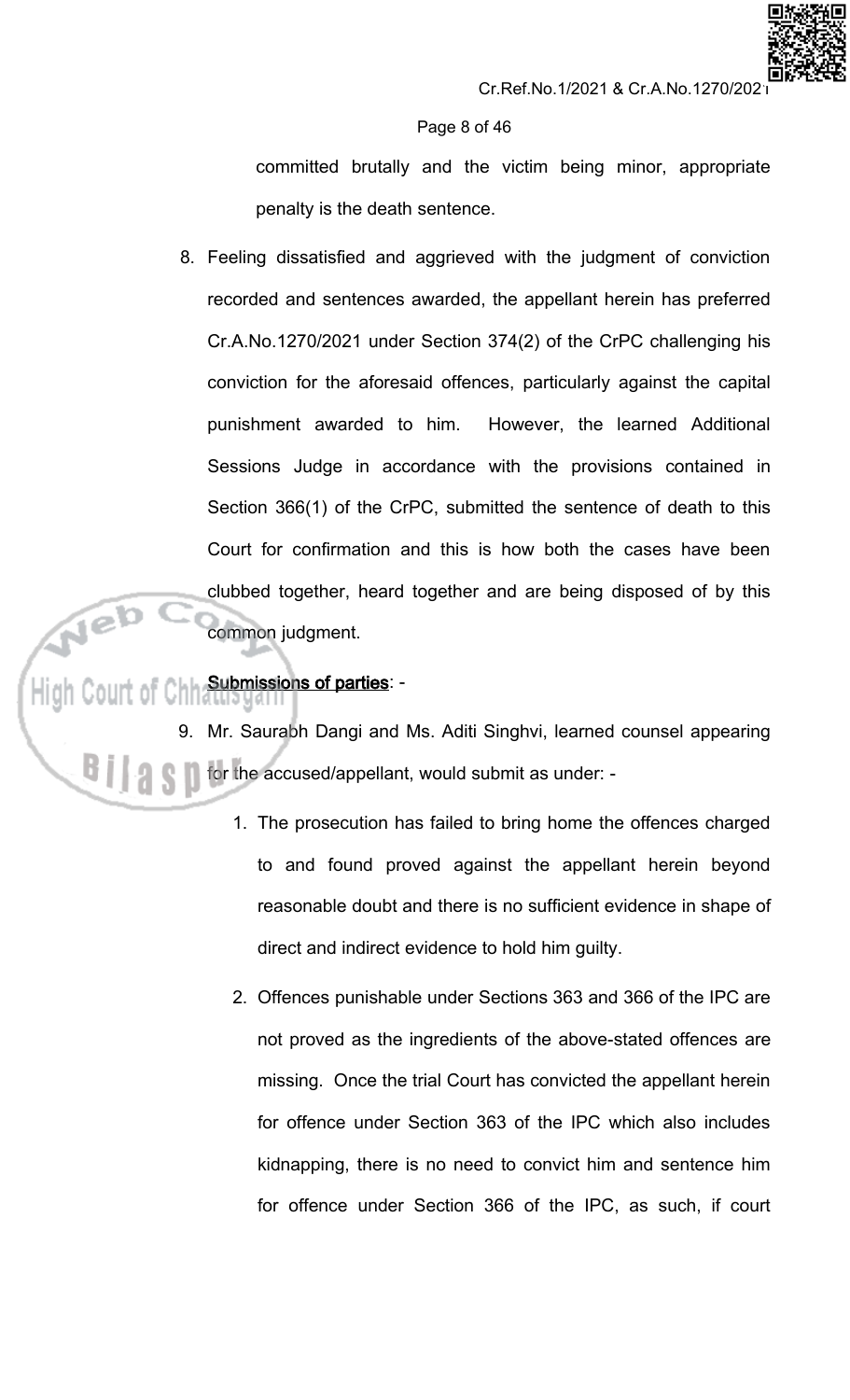committed brutally and the victim being minor, appropriate penalty is the death sentence.

8. Feeling dissatisfied and aggrieved with the judgment of conviction recorded and sentences awarded, the appellant herein has preferred Cr.A.No.1270/2021 under Section 374(2) of the CrPC challenging his conviction for the aforesaid offences, particularly against the capital punishment awarded to him. However, the learned Additional Sessions Judge in accordance with the provisions contained in Section 366(1) of the CrPC, submitted the sentence of death to this Court for confirmation and this is how both the cases have been clubbed together, heard together and are being disposed of by this common judgment.

**Submissions of parties**: -

9. Mr. Saurabh Dangi and Ms. Aditi Singhvi, learned counsel appearing for the accused/appellant, would submit as under: -

    1. The prosecution has failed to bring home the offences charged to and found proved against the appellant herein beyond reasonable doubt and there is no sufficient evidence in shape of direct and indirect evidence to hold him guilty.

    2. Offences punishable under Sections 363 and 366 of the IPC are not proved as the ingredients of the above-stated offences are missing. Once the trial Court has convicted the appellant herein for offence under Section 363 of the IPC which also includes kidnapping, there is no need to convict him and sentence him for offence under Section 366 of the IPC, as such, if court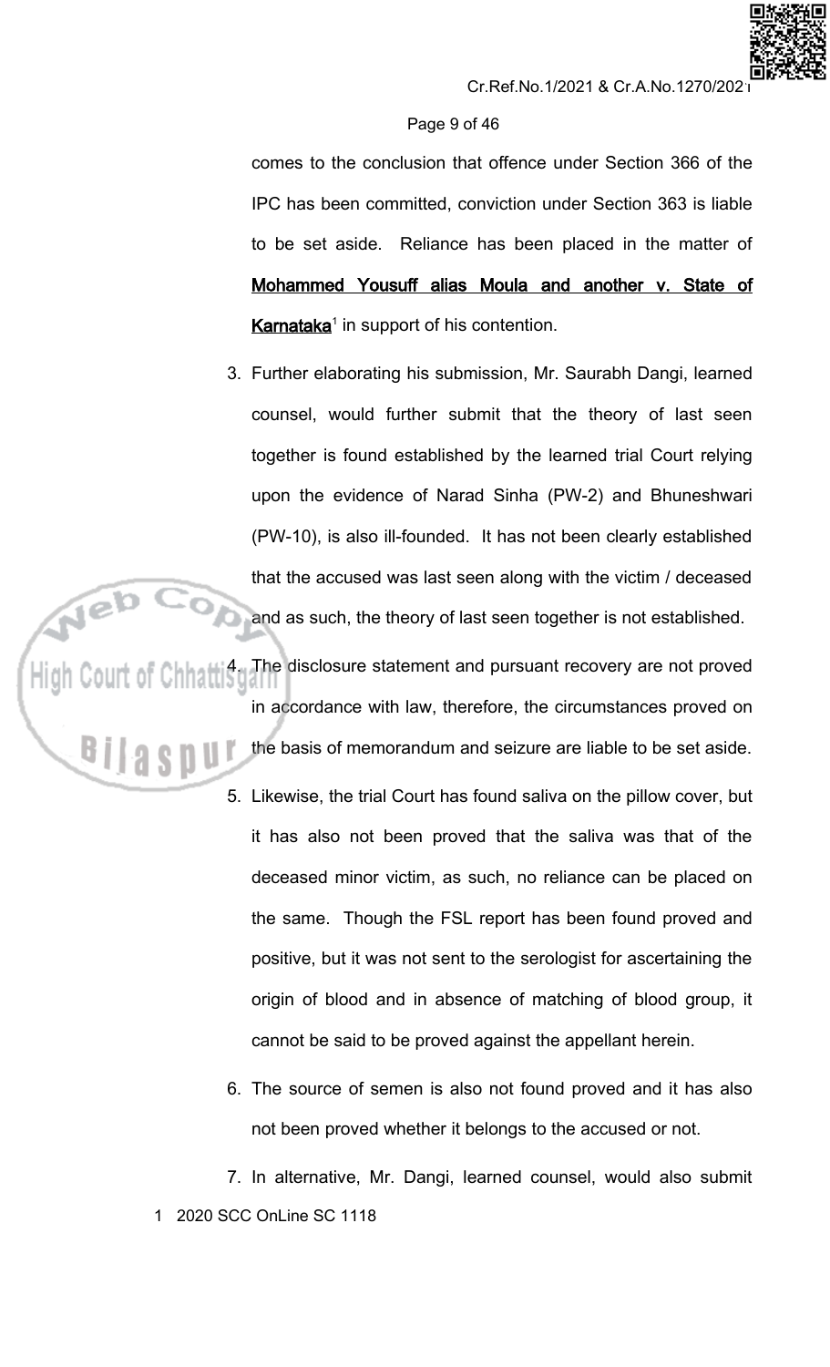comes to the conclusion that offence under Section 366 of the IPC has been committed, conviction under Section 363 is liable to be set aside. Reliance has been placed in the matter of **Mohammed Yousuff alias Moula and another v. State of Karnataka**[1] in support of his contention.

3. Further elaborating his submission, Mr. Saurabh Dangi, learned counsel, would further submit that the theory of last seen together is found established by the learned trial Court relying upon the evidence of Narad Sinha (PW-2) and Bhuneshwari (PW-10), is also ill-founded. It has not been clearly established that the accused was last seen along with the victim / deceased and as such, the theory of last seen together is not established.

4. The disclosure statement and pursuant recovery are not proved in accordance with law, therefore, the circumstances proved on the basis of memorandum and seizure are liable to be set aside.

5. Likewise, the trial Court has found saliva on the pillow cover, but it has also not been proved that the saliva was that of the deceased minor victim, as such, no reliance can be placed on the same. Though the FSL report has been found proved and positive, but it was not sent to the serologist for ascertaining the origin of blood and in absence of matching of blood group, it cannot be said to be proved against the appellant herein.

6. The source of semen is also not found proved and it has also not been proved whether it belongs to the accused or not.

7. In alternative, Mr. Dangi, learned counsel, would also submit

[1] 2020 SCC OnLine SC 1118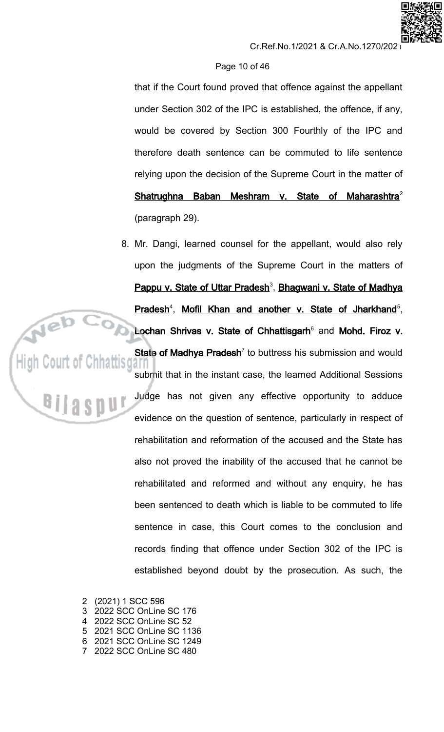that if the Court found proved that offence against the appellant under Section 302 of the IPC is established, the offence, if any, would be covered by Section 300 Fourthly of the IPC and therefore death sentence can be commuted to life sentence relying upon the decision of the Supreme Court in the matter of **Shatrughna Baban Meshram v. State of Maharashtra**[2] (paragraph 29).

8. Mr. Dangi, learned counsel for the appellant, would also rely upon the judgments of the Supreme Court in the matters of **Pappu v. State of Uttar Pradesh**[3], **Bhagwani v. State of Madhya Pradesh**[4], **Mofil Khan and another v. State of Jharkhand**[5], **Lochan Shrivas v. State of Chhattisgarh**[6] and **Mohd. Firoz v. State of Madhya Pradesh**[7] to buttress his submission and would submit that in the instant case, the learned Additional Sessions Judge has not given any effective opportunity to adduce evidence on the question of sentence, particularly in respect of rehabilitation and reformation of the accused and the State has also not proved the inability of the accused that he cannot be rehabilitated and reformed and without any enquiry, he has been sentenced to death which is liable to be commuted to life sentence in case, this Court comes to the conclusion and records finding that offence under Section 302 of the IPC is established beyond doubt by the prosecution. As such, the

2 (2021) 1 SCC 596
3 2022 SCC OnLine SC 176
4 2022 SCC OnLine SC 52
5 2021 SCC OnLine SC 1136
6 2021 SCC OnLine SC 1249
7 2022 SCC OnLine SC 480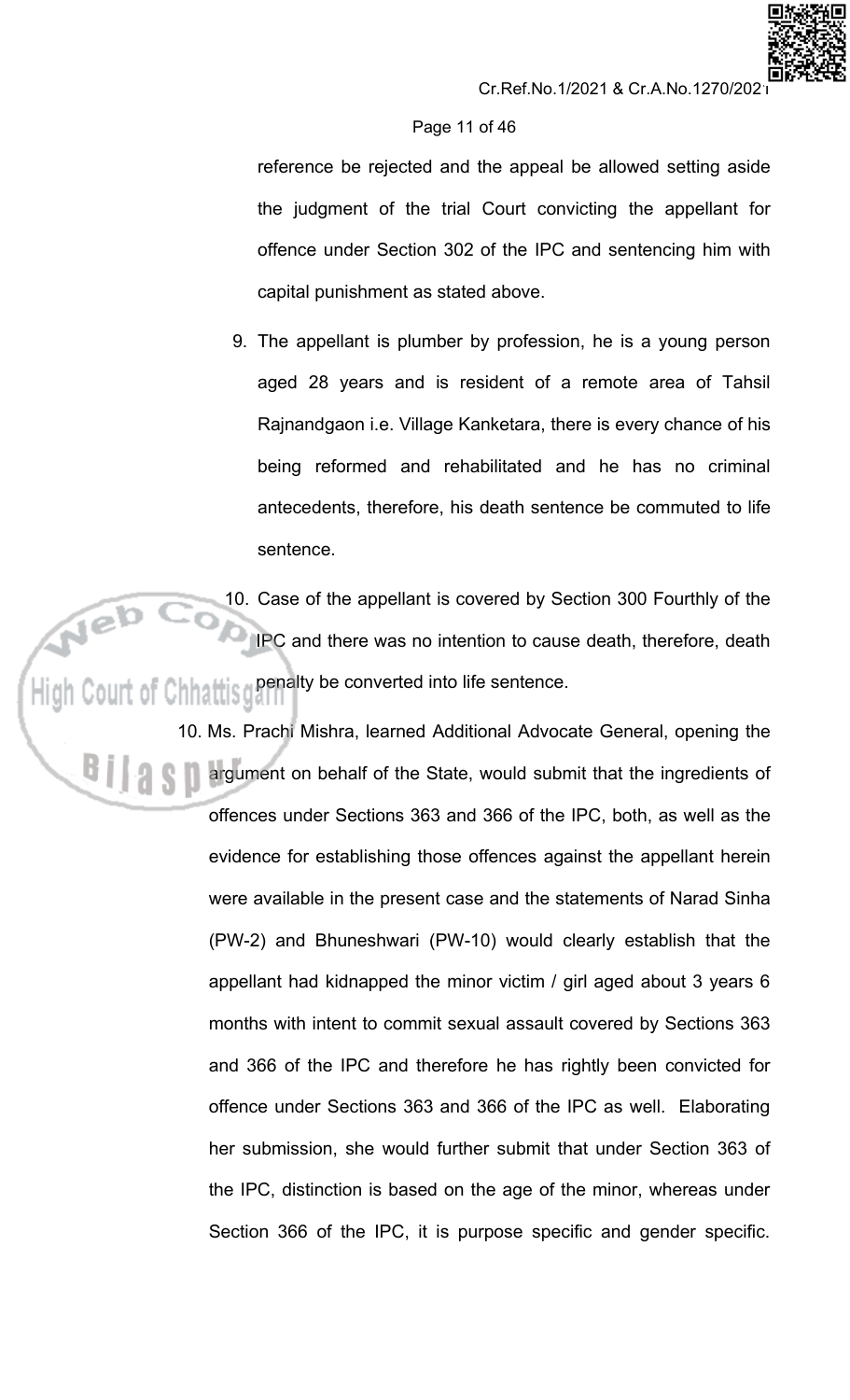reference be rejected and the appeal be allowed setting aside the judgment of the trial Court convicting the appellant for offence under Section 302 of the IPC and sentencing him with capital punishment as stated above.

9. The appellant is plumber by profession, he is a young person aged 28 years and is resident of a remote area of Tahsil Rajnandgaon i.e. Village Kanketara, there is every chance of his being reformed and rehabilitated and he has no criminal antecedents, therefore, his death sentence be commuted to life sentence.

10. Case of the appellant is covered by Section 300 Fourthly of the IPC and there was no intention to cause death, therefore, death penalty be converted into life sentence.

10. Ms. Prachi Mishra, learned Additional Advocate General, opening the argument on behalf of the State, would submit that the ingredients of offences under Sections 363 and 366 of the IPC, both, as well as the evidence for establishing those offences against the appellant herein were available in the present case and the statements of Narad Sinha (PW-2) and Bhuneshwari (PW-10) would clearly establish that the appellant had kidnapped the minor victim / girl aged about 3 years 6 months with intent to commit sexual assault covered by Sections 363 and 366 of the IPC and therefore he has rightly been convicted for offence under Sections 363 and 366 of the IPC as well. Elaborating her submission, she would further submit that under Section 363 of the IPC, distinction is based on the age of the minor, whereas under Section 366 of the IPC, it is purpose specific and gender specific.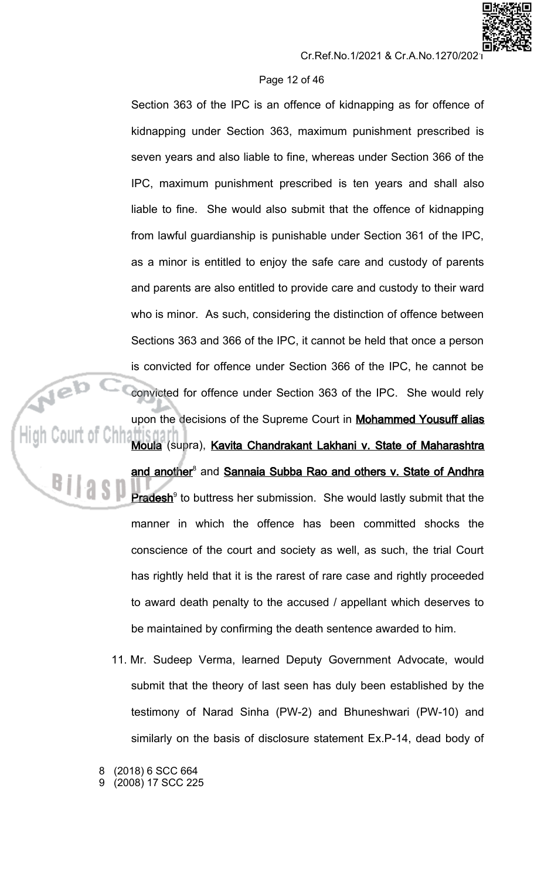Section 363 of the IPC is an offence of kidnapping as for offence of kidnapping under Section 363, maximum punishment prescribed is seven years and also liable to fine, whereas under Section 366 of the IPC, maximum punishment prescribed is ten years and shall also liable to fine. She would also submit that the offence of kidnapping from lawful guardianship is punishable under Section 361 of the IPC, as a minor is entitled to enjoy the safe care and custody of parents and parents are also entitled to provide care and custody to their ward who is minor. As such, considering the distinction of offence between Sections 363 and 366 of the IPC, it cannot be held that once a person is convicted for offence under Section 366 of the IPC, he cannot be convicted for offence under Section 363 of the IPC. She would rely upon the decisions of the Supreme Court in **Mohammed Yousuff alias Moula** (supra), **Kavita Chandrakant Lakhani v. State of Maharashtra and another**[8] and **Sannaia Subba Rao and others v. State of Andhra Pradesh**[9] to buttress her submission. She would lastly submit that the manner in which the offence has been committed shocks the conscience of the court and society as well, as such, the trial Court has rightly held that it is the rarest of rare case and rightly proceeded to award death penalty to the accused / appellant which deserves to be maintained by confirming the death sentence awarded to him.

11. Mr. Sudeep Verma, learned Deputy Government Advocate, would submit that the theory of last seen has duly been established by the testimony of Narad Sinha (PW-2) and Bhuneshwari (PW-10) and similarly on the basis of disclosure statement Ex.P-14, dead body of

8 (2018) 6 SCC 664
9 (2008) 17 SCC 225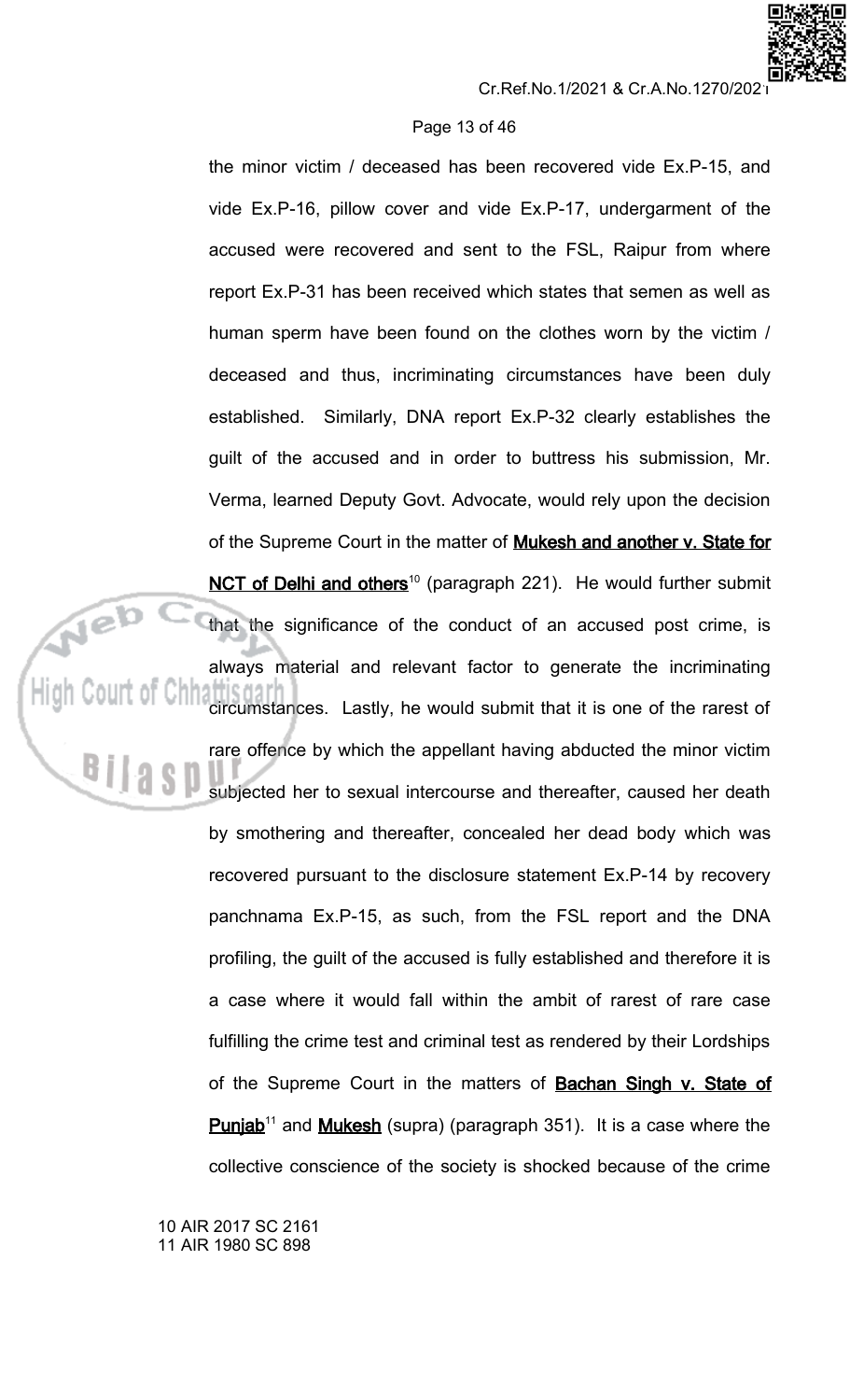the minor victim / deceased has been recovered vide Ex.P-15, and vide Ex.P-16, pillow cover and vide Ex.P-17, undergarment of the accused were recovered and sent to the FSL, Raipur from where report Ex.P-31 has been received which states that semen as well as human sperm have been found on the clothes worn by the victim / deceased and thus, incriminating circumstances have been duly established. Similarly, DNA report Ex.P-32 clearly establishes the guilt of the accused and in order to buttress his submission, Mr. Verma, learned Deputy Govt. Advocate, would rely upon the decision of the Supreme Court in the matter of **Mukesh and another v. State for NCT of Delhi and others**[10] (paragraph 221). He would further submit that the significance of the conduct of an accused post crime, is always material and relevant factor to generate the incriminating circumstances. Lastly, he would submit that it is one of the rarest of rare offence by which the appellant having abducted the minor victim subjected her to sexual intercourse and thereafter, caused her death by smothering and thereafter, concealed her dead body which was recovered pursuant to the disclosure statement Ex.P-14 by recovery panchnama Ex.P-15, as such, from the FSL report and the DNA profiling, the guilt of the accused is fully established and therefore it is a case where it would fall within the ambit of rarest of rare case fulfilling the crime test and criminal test as rendered by their Lordships of the Supreme Court in the matters of **Bachan Singh v. State of Punjab**[11] and **Mukesh** (supra) (paragraph 351). It is a case where the collective conscience of the society is shocked because of the crime

10 AIR 2017 SC 2161
11 AIR 1980 SC 898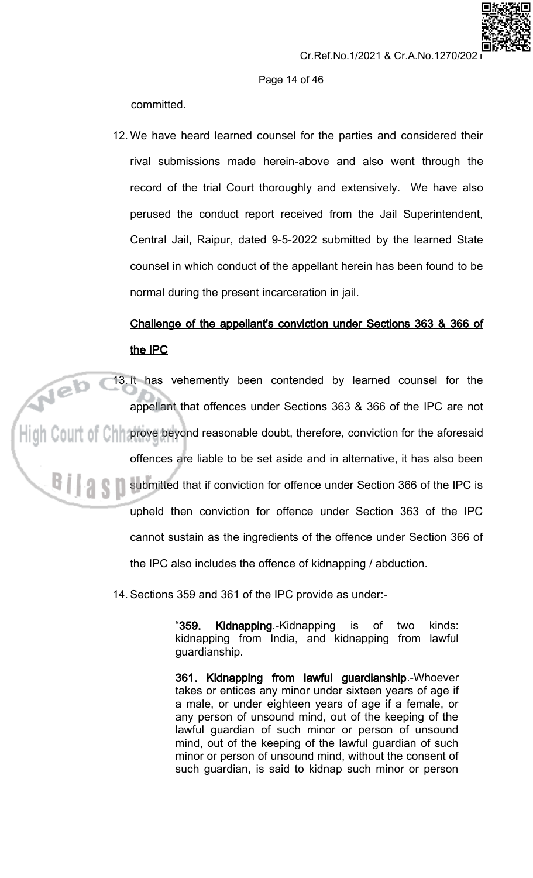committed.

12. We have heard learned counsel for the parties and considered their rival submissions made herein-above and also went through the record of the trial Court thoroughly and extensively. We have also perused the conduct report received from the Jail Superintendent, Central Jail, Raipur, dated 9-5-2022 submitted by the learned State counsel in which conduct of the appellant herein has been found to be normal during the present incarceration in jail.

**Challenge of the appellant's conviction under Sections 363 & 366 of the IPC**

13. It has vehemently been contended by learned counsel for the appellant that offences under Sections 363 & 366 of the IPC are not prove beyond reasonable doubt, therefore, conviction for the aforesaid offences are liable to be set aside and in alternative, it has also been submitted that if conviction for offence under Section 366 of the IPC is upheld then conviction for offence under Section 363 of the IPC cannot sustain as the ingredients of the offence under Section 366 of the IPC also includes the offence of kidnapping / abduction.

14. Sections 359 and 361 of the IPC provide as under:-

> "**359. Kidnapping**.-Kidnapping is of two kinds: kidnapping from India, and kidnapping from lawful guardianship.
>
> **361. Kidnapping from lawful guardianship**.-Whoever takes or entices any minor under sixteen years of age if a male, or under eighteen years of age if a female, or any person of unsound mind, out of the keeping of the lawful guardian of such minor or person of unsound mind, out of the keeping of the lawful guardian of such minor or person of unsound mind, without the consent of such guardian, is said to kidnap such minor or person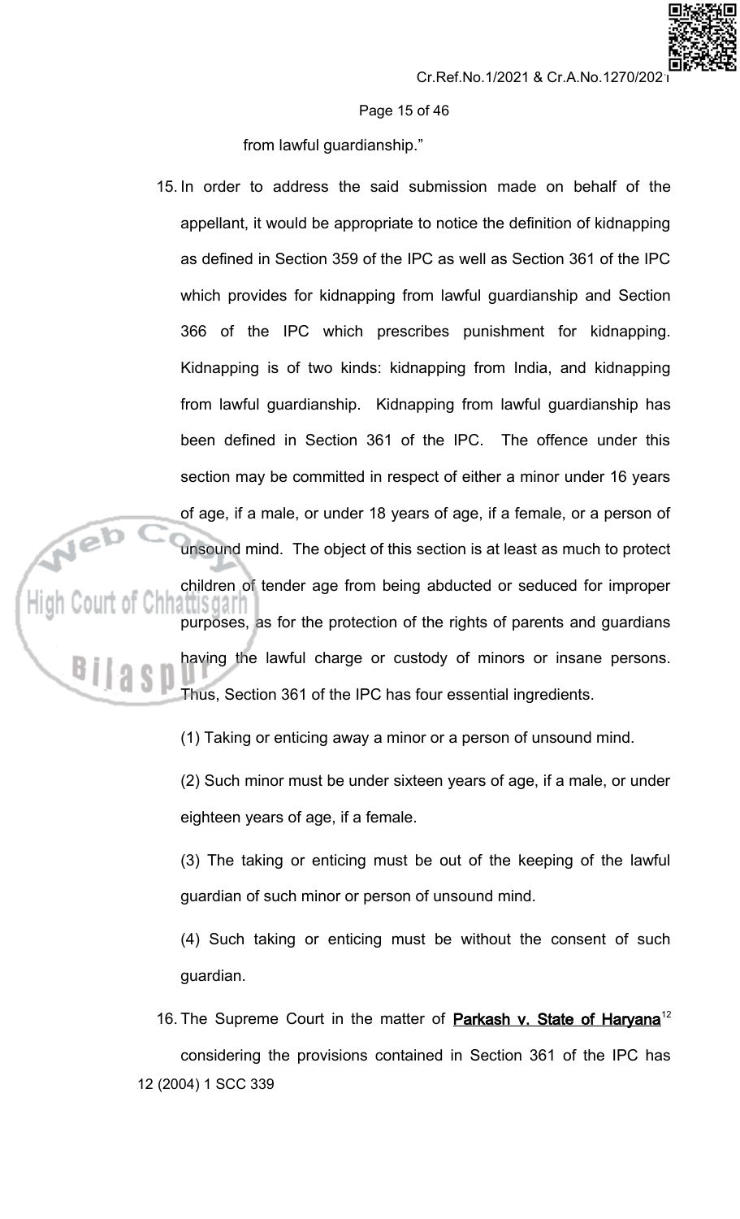from lawful guardianship."

15. In order to address the said submission made on behalf of the appellant, it would be appropriate to notice the definition of kidnapping as defined in Section 359 of the IPC as well as Section 361 of the IPC which provides for kidnapping from lawful guardianship and Section 366 of the IPC which prescribes punishment for kidnapping. Kidnapping is of two kinds: kidnapping from India, and kidnapping from lawful guardianship. Kidnapping from lawful guardianship has been defined in Section 361 of the IPC. The offence under this section may be committed in respect of either a minor under 16 years of age, if a male, or under 18 years of age, if a female, or a person of unsound mind. The object of this section is at least as much to protect children of tender age from being abducted or seduced for improper purposes, as for the protection of the rights of parents and guardians having the lawful charge or custody of minors or insane persons. Thus, Section 361 of the IPC has four essential ingredients.

    (1) Taking or enticing away a minor or a person of unsound mind.

    (2) Such minor must be under sixteen years of age, if a male, or under eighteen years of age, if a female.

    (3) The taking or enticing must be out of the keeping of the lawful guardian of such minor or person of unsound mind.

    (4) Such taking or enticing must be without the consent of such guardian.

16. The Supreme Court in the matter of **Parkash v. State of Haryana**[12] considering the provisions contained in Section 361 of the IPC has

12 (2004) 1 SCC 339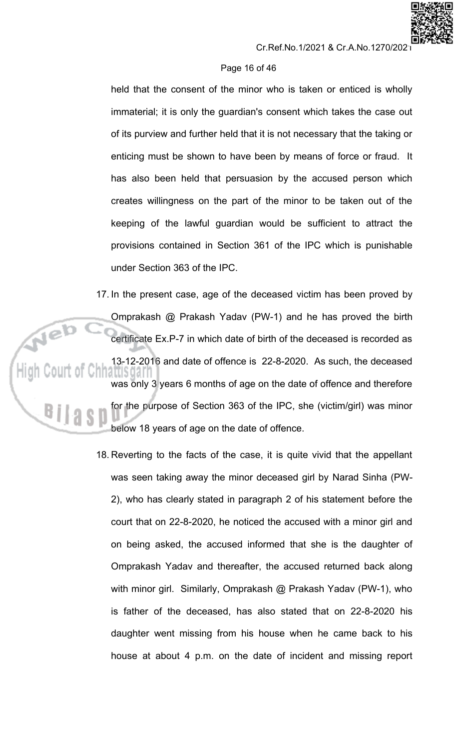held that the consent of the minor who is taken or enticed is wholly immaterial; it is only the guardian's consent which takes the case out of its purview and further held that it is not necessary that the taking or enticing must be shown to have been by means of force or fraud. It has also been held that persuasion by the accused person which creates willingness on the part of the minor to be taken out of the keeping of the lawful guardian would be sufficient to attract the provisions contained in Section 361 of the IPC which is punishable under Section 363 of the IPC.

17. In the present case, age of the deceased victim has been proved by Omprakash @ Prakash Yadav (PW-1) and he has proved the birth certificate Ex.P-7 in which date of birth of the deceased is recorded as 13-12-2016 and date of offence is 22-8-2020. As such, the deceased was only 3 years 6 months of age on the date of offence and therefore for the purpose of Section 363 of the IPC, she (victim/girl) was minor below 18 years of age on the date of offence.

18. Reverting to the facts of the case, it is quite vivid that the appellant was seen taking away the minor deceased girl by Narad Sinha (PW-2), who has clearly stated in paragraph 2 of his statement before the court that on 22-8-2020, he noticed the accused with a minor girl and on being asked, the accused informed that she is the daughter of Omprakash Yadav and thereafter, the accused returned back along with minor girl. Similarly, Omprakash @ Prakash Yadav (PW-1), who is father of the deceased, has also stated that on 22-8-2020 his daughter went missing from his house when he came back to his house at about 4 p.m. on the date of incident and missing report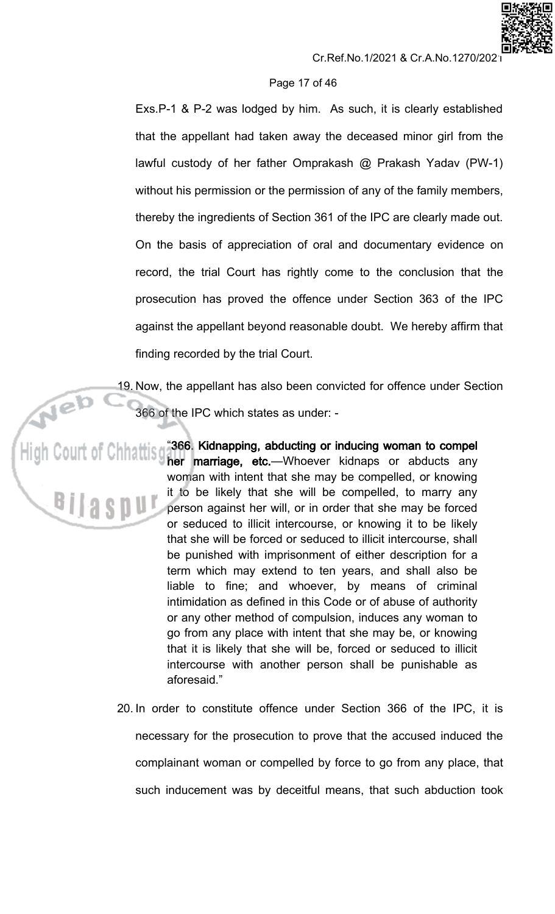Exs.P-1 & P-2 was lodged by him. As such, it is clearly established that the appellant had taken away the deceased minor girl from the lawful custody of her father Omprakash @ Prakash Yadav (PW-1) without his permission or the permission of any of the family members, thereby the ingredients of Section 361 of the IPC are clearly made out. On the basis of appreciation of oral and documentary evidence on record, the trial Court has rightly come to the conclusion that the prosecution has proved the offence under Section 363 of the IPC against the appellant beyond reasonable doubt. We hereby affirm that finding recorded by the trial Court.

19. Now, the appellant has also been convicted for offence under Section 366 of the IPC which states as under: -

> "**366. Kidnapping, abducting or inducing woman to compel her marriage, etc.**—Whoever kidnaps or abducts any woman with intent that she may be compelled, or knowing it to be likely that she will be compelled, to marry any person against her will, or in order that she may be forced or seduced to illicit intercourse, or knowing it to be likely that she will be forced or seduced to illicit intercourse, shall be punished with imprisonment of either description for a term which may extend to ten years, and shall also be liable to fine; and whoever, by means of criminal intimidation as defined in this Code or of abuse of authority or any other method of compulsion, induces any woman to go from any place with intent that she may be, or knowing that it is likely that she will be, forced or seduced to illicit intercourse with another person shall be punishable as aforesaid."

20. In order to constitute offence under Section 366 of the IPC, it is necessary for the prosecution to prove that the accused induced the complainant woman or compelled by force to go from any place, that such inducement was by deceitful means, that such abduction took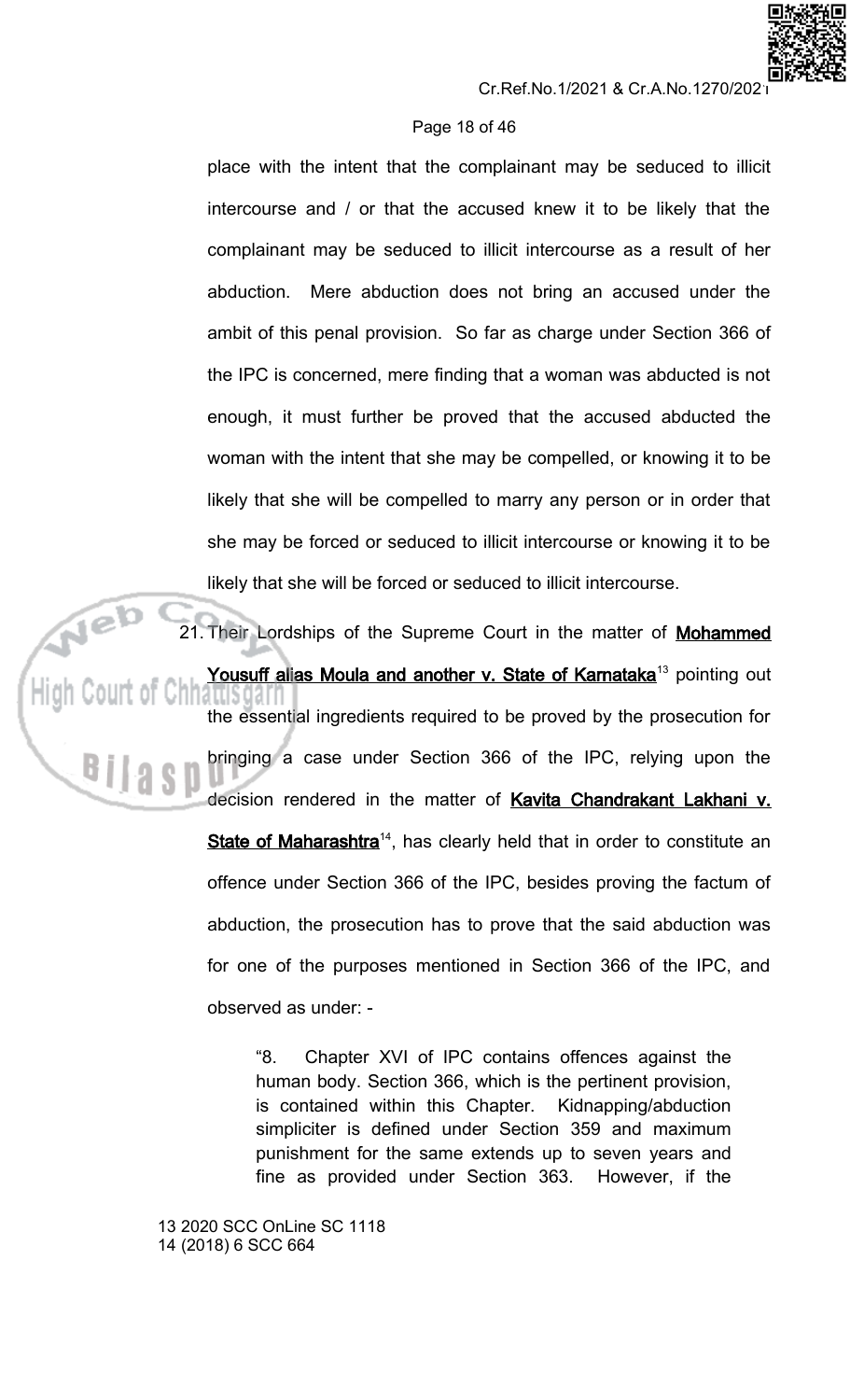place with the intent that the complainant may be seduced to illicit intercourse and / or that the accused knew it to be likely that the complainant may be seduced to illicit intercourse as a result of her abduction. Mere abduction does not bring an accused under the ambit of this penal provision. So far as charge under Section 366 of the IPC is concerned, mere finding that a woman was abducted is not enough, it must further be proved that the accused abducted the woman with the intent that she may be compelled, or knowing it to be likely that she will be compelled to marry any person or in order that she may be forced or seduced to illicit intercourse or knowing it to be likely that she will be forced or seduced to illicit intercourse.

21. Their Lordships of the Supreme Court in the matter of **Mohammed Yousuff alias Moula and another v. State of Karnataka**[13] pointing out the essential ingredients required to be proved by the prosecution for bringing a case under Section 366 of the IPC, relying upon the decision rendered in the matter of **Kavita Chandrakant Lakhani v. State of Maharashtra**[14], has clearly held that in order to constitute an offence under Section 366 of the IPC, besides proving the factum of abduction, the prosecution has to prove that the said abduction was for one of the purposes mentioned in Section 366 of the IPC, and observed as under: -

> "8. Chapter XVI of IPC contains offences against the human body. Section 366, which is the pertinent provision, is contained within this Chapter. Kidnapping/abduction simpliciter is defined under Section 359 and maximum punishment for the same extends up to seven years and fine as provided under Section 363. However, if the

13 2020 SCC OnLine SC 1118
14 (2018) 6 SCC 664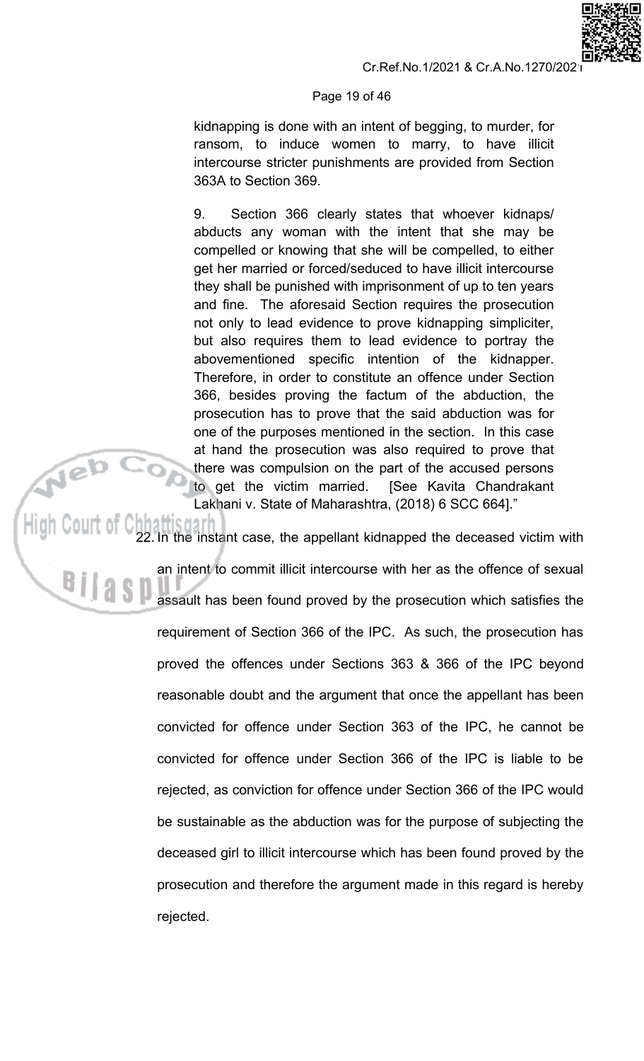kidnapping is done with an intent of begging, to murder, for ransom, to induce women to marry, to have illicit intercourse stricter punishments are provided from Section 363A to Section 369.

> 9. Section 366 clearly states that whoever kidnaps/ abducts any woman with the intent that she may be compelled or knowing that she will be compelled, to either get her married or forced/seduced to have illicit intercourse they shall be punished with imprisonment of up to ten years and fine. The aforesaid Section requires the prosecution not only to lead evidence to prove kidnapping simpliciter, but also requires them to lead evidence to portray the abovementioned specific intention of the kidnapper. Therefore, in order to constitute an offence under Section 366, besides proving the factum of the abduction, the prosecution has to prove that the said abduction was for one of the purposes mentioned in the section. In this case at hand the prosecution was also required to prove that there was compulsion on the part of the accused persons to get the victim married. [See Kavita Chandrakant Lakhani v. State of Maharashtra, (2018) 6 SCC 664]."

22. In the instant case, the appellant kidnapped the deceased victim with an intent to commit illicit intercourse with her as the offence of sexual assault has been found proved by the prosecution which satisfies the requirement of Section 366 of the IPC. As such, the prosecution has proved the offences under Sections 363 & 366 of the IPC beyond reasonable doubt and the argument that once the appellant has been convicted for offence under Section 363 of the IPC, he cannot be convicted for offence under Section 366 of the IPC is liable to be rejected, as conviction for offence under Section 366 of the IPC would be sustainable as the abduction was for the purpose of subjecting the deceased girl to illicit intercourse which has been found proved by the prosecution and therefore the argument made in this regard is hereby rejected.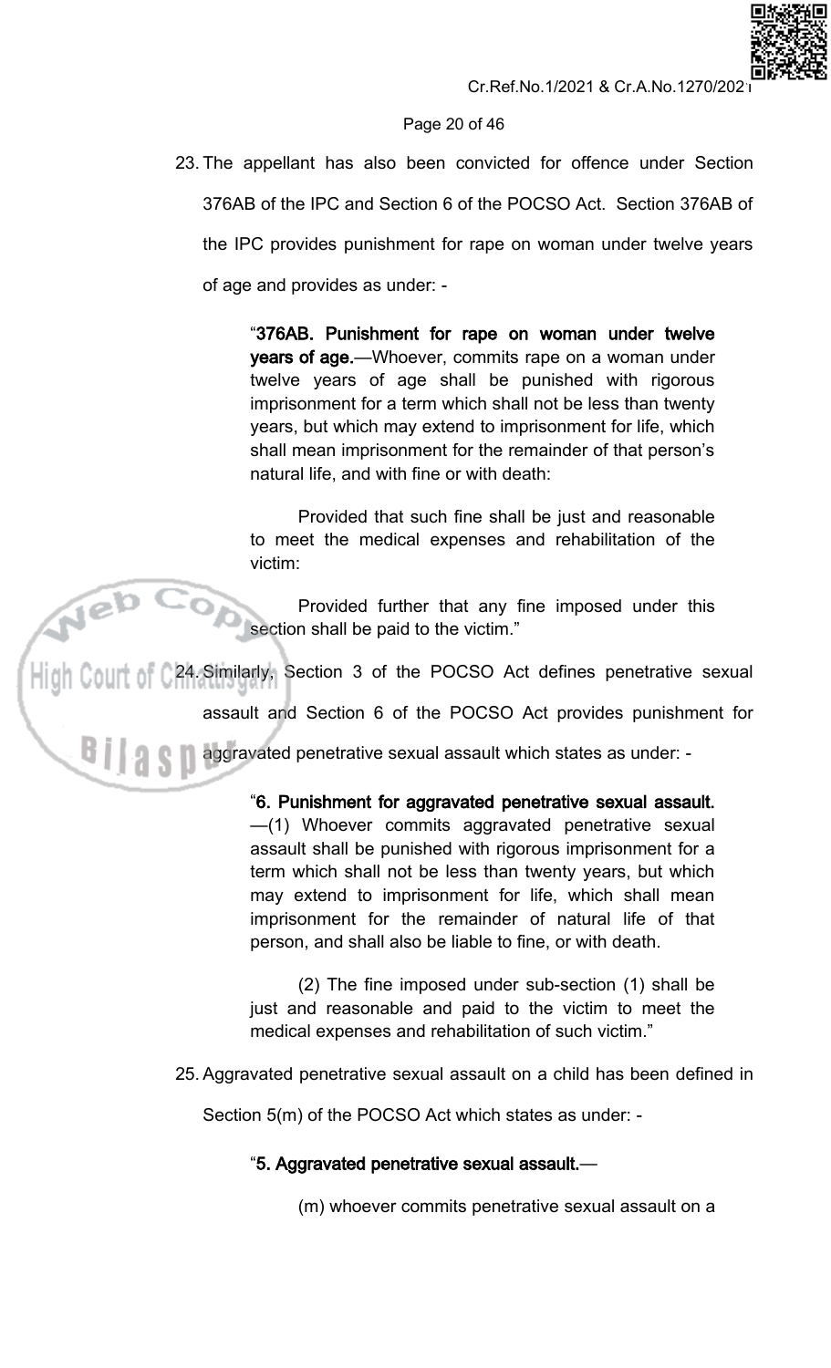23. The appellant has also been convicted for offence under Section 376AB of the IPC and Section 6 of the POCSO Act. Section 376AB of the IPC provides punishment for rape on woman under twelve years of age and provides as under: -

> "**376AB. Punishment for rape on woman under twelve years of age.**—Whoever, commits rape on a woman under twelve years of age shall be punished with rigorous imprisonment for a term which shall not be less than twenty years, but which may extend to imprisonment for life, which shall mean imprisonment for the remainder of that person's natural life, and with fine or with death:
>
> Provided that such fine shall be just and reasonable to meet the medical expenses and rehabilitation of the victim:
>
> Provided further that any fine imposed under this section shall be paid to the victim."

24. Similarly, Section 3 of the POCSO Act defines penetrative sexual assault and Section 6 of the POCSO Act provides punishment for aggravated penetrative sexual assault which states as under: -

> "**6. Punishment for aggravated penetrative sexual assault.**—(1) Whoever commits aggravated penetrative sexual assault shall be punished with rigorous imprisonment for a term which shall not be less than twenty years, but which may extend to imprisonment for life, which shall mean imprisonment for the remainder of natural life of that person, and shall also be liable to fine, or with death.
>
> (2) The fine imposed under sub-section (1) shall be just and reasonable and paid to the victim to meet the medical expenses and rehabilitation of such victim."

25. Aggravated penetrative sexual assault on a child has been defined in Section 5(m) of the POCSO Act which states as under: -

> "**5. Aggravated penetrative sexual assault.**—
>
> (m) whoever commits penetrative sexual assault on a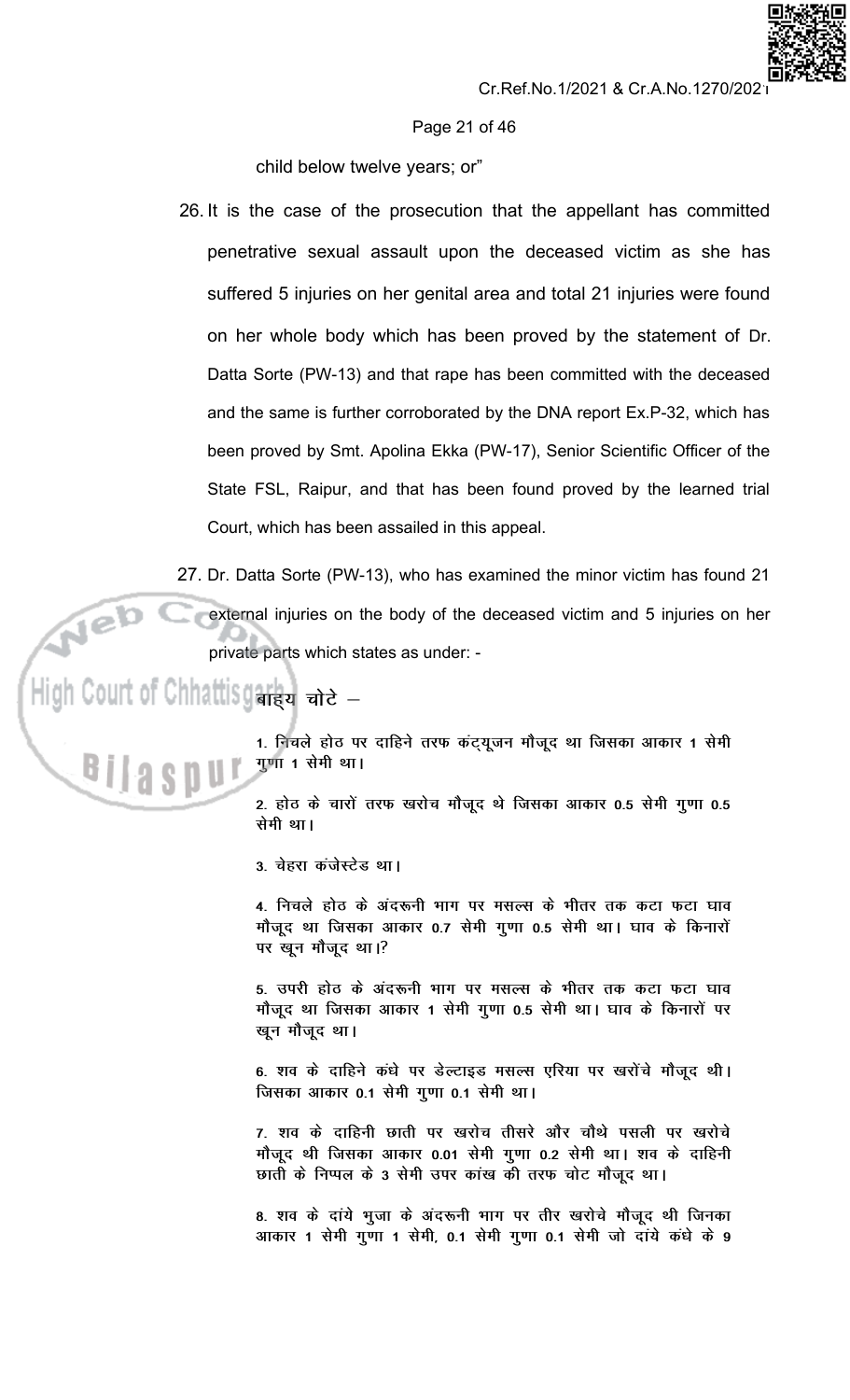child below twelve years; or"

26. It is the case of the prosecution that the appellant has committed penetrative sexual assault upon the deceased victim as she has suffered 5 injuries on her genital area and total 21 injuries were found on her whole body which has been proved by the statement of Dr. Datta Sorte (PW-13) and that rape has been committed with the deceased and the same is further corroborated by the DNA report Ex.P-32, which has been proved by Smt. Apolina Ekka (PW-17), Senior Scientific Officer of the State FSL, Raipur, and that has been found proved by the learned trial Court, which has been assailed in this appeal.

27. Dr. Datta Sorte (PW-13), who has examined the minor victim has found 21 external injuries on the body of the deceased victim and 5 injuries on her private parts which states as under: -

> बाह्य चोटे –
>
> 1. निचले होठ पर दाहिने तरफ कंट्यूजन मौजूद था जिसका आकार 1 सेमी गुणा 1 सेमी था।
>
> 2. होठ के चारों तरफ खरोच मौजूद थे जिसका आकार 0.5 सेमी गुणा 0.5 सेमी था।
>
> 3. चेहरा कंजेस्टेड था।
>
> 4. निचले होठ के अंदरूनी भाग पर मसल्स के भीतर तक कटा फटा घाव मौजूद था जिसका आकार 0.7 सेमी गुणा 0.5 सेमी था। घाव के किनारों पर खून मौजूद था।?
>
> 5. उपरी होठ के अंदरूनी भाग पर मसल्स के भीतर तक कटा फटा घाव मौजूद था जिसका आकार 1 सेमी गुणा 0.5 सेमी था। घाव के किनारों पर खून मौजूद था।
>
> 6. शव के दाहिने कंधे पर डेल्टाइड मसल्स एरिया पर खरोंचे मौजूद थी। जिसका आकार 0.1 सेमी गुणा 0.1 सेमी था।
>
> 7. शव के दाहिनी छाती पर खरोच तीसरे और चौथे पसली पर खरोचे मौजूद थी जिसका आकार 0.01 सेमी गुणा 0.2 सेमी था। शव के दाहिनी छाती के निप्पल के 3 सेमी उपर कांख की तरफ चोट मौजूद था।
>
> 8. शव के दांये भुजा के अंदरूनी भाग पर तीर खरोचे मौजूद थी जिनका आकार 1 सेमी गुणा 1 सेमी, 0.1 सेमी गुणा 0.1 सेमी जो दांये कंधे के 9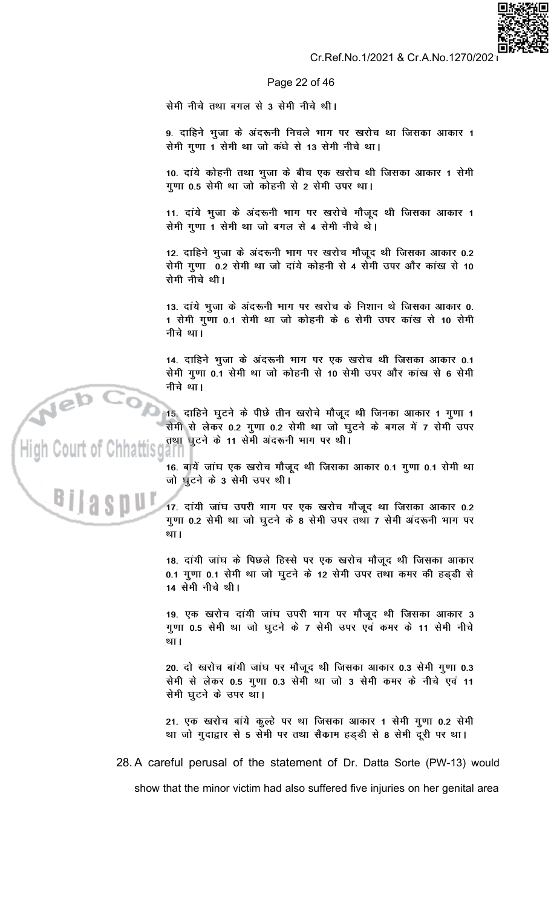सेमी नीचे तथा बगल से 3 सेमी नीचे थी।

9. दाहिने भुजा के अंदरूनी निचले भाग पर खरोच था जिसका आकार 1 सेमी गुणा 1 सेमी था जो कंधे से 13 सेमी नीचे था।

10. दांये कोहनी तथा भुजा के बीच एक खरोच थी जिसका आकार 1 सेमी गुणा 0.5 सेमी था जो कोहनी से 2 सेमी उपर था।

11. दांये भुजा के अंदरूनी भाग पर खरोचे मौजूद थी जिसका आकार 1 सेमी गुणा 1 सेमी था जो बगल से 4 सेमी नीचे थे।

12. दाहिने भुजा के अंदरूनी भाग पर खरोच मौजूद थी जिसका आकार 0.2 सेमी गुणा 0.2 सेमी था जो दांये कोहनी से 4 सेमी उपर और कांख से 10 सेमी नीचे थी।

13. दांये भुजा के अंदरूनी भाग पर खरोच के निशान थे जिसका आकार 0. 1 सेमी गुणा 0.1 सेमी था जो कोहनी के 6 सेमी उपर कांख से 10 सेमी नीचे था।

14. दाहिने भुजा के अंदरूनी भाग पर एक खरोच थी जिसका आकार 0.1 सेमी गुणा 0.1 सेमी था जो कोहनी से 10 सेमी उपर और कांख से 6 सेमी नीचे था।

15. दाहिने घुटने के पीछे तीन खरोचे मौजूद थी जिनका आकार 1 गुणा 1 सेमी से लेकर 0.2 गुणा 0.2 सेमी था जो घुटने के बगल में 7 सेमी उपर तथा घुटने के 11 सेमी अंदरूनी भाग पर थी।

16. बायें जांघ एक खरोच मौजूद थी जिसका आकार 0.1 गुणा 0.1 सेमी था जो घुटने के 3 सेमी उपर थी।

17. दांयी जांघ उपरी भाग पर एक खरोच मौजूद था जिसका आकार 0.2 गुणा 0.2 सेमी था जो घुटने के 8 सेमी उपर तथा 7 सेमी अंदरूनी भाग पर था।

18. दांयी जांघ के पिछले हिस्से पर एक खरोच मौजूद थी जिसका आकार 0.1 गुणा 0.1 सेमी था जो घुटने के 12 सेमी उपर तथा कमर की हड्डी से 14 सेमी नीचे थी।

19. एक खरोच दांयी जांघ उपरी भाग पर मौजूद थी जिसका आकार 3 गुणा 0.5 सेमी था जो घुटने के 7 सेमी उपर एवं कमर के 11 सेमी नीचे था।

20. दो खरोच बांयी जांघ पर मौजूद थी जिसका आकार 0.3 सेमी गुणा 0.3 सेमी से लेकर 0.5 गुणा 0.3 सेमी था जो 3 सेमी कमर के नीचे एवं 11 सेमी घुटने के उपर था।

21. एक खरोच बांये कुल्हे पर था जिसका आकार 1 सेमी गुणा 0.2 सेमी था जो गुदाद्वार से 5 सेमी पर तथा सैक्राम हड्डी से 8 सेमी दूरी पर था।

28. A careful perusal of the statement of Dr. Datta Sorte (PW-13) would show that the minor victim had also suffered five injuries on her genital area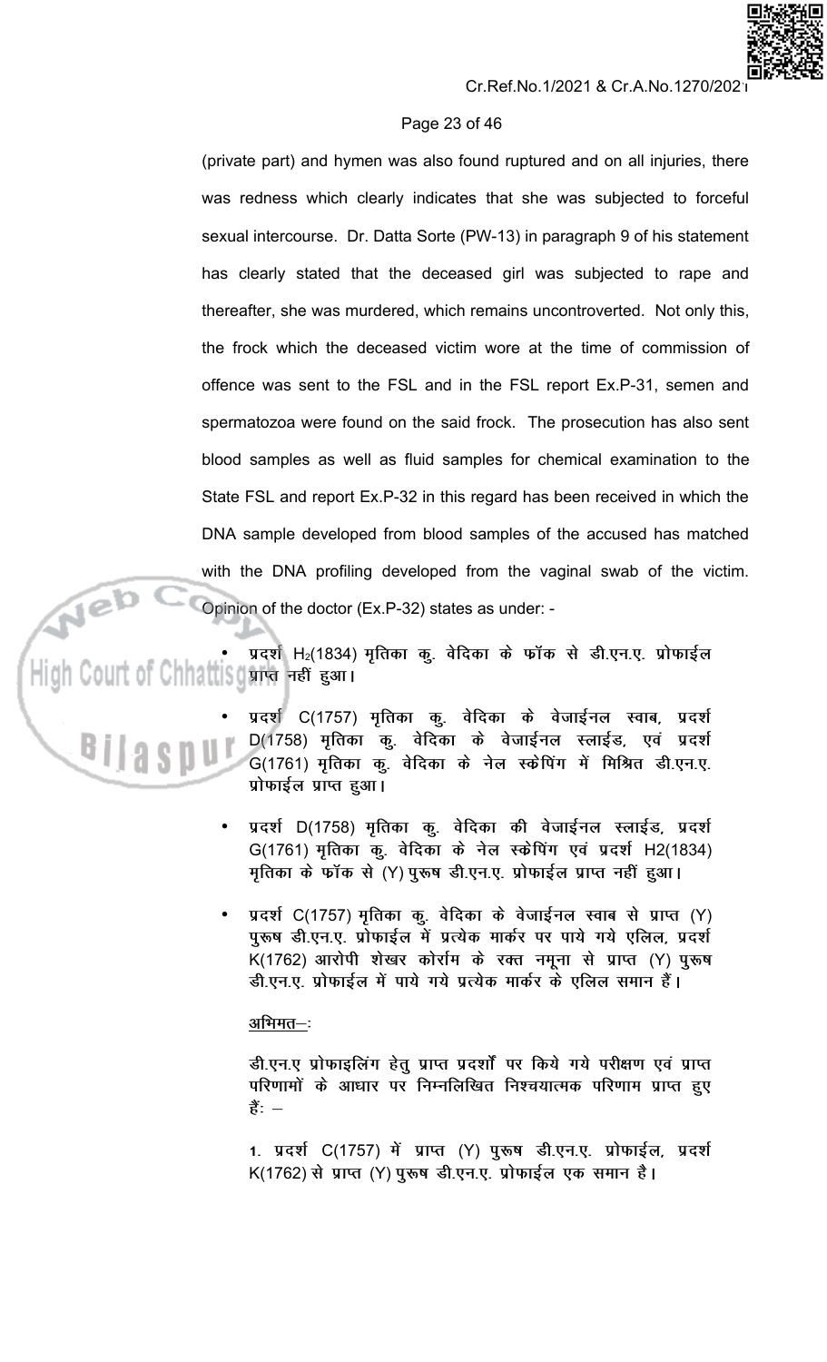(private part) and hymen was also found ruptured and on all injuries, there was redness which clearly indicates that she was subjected to forceful sexual intercourse. Dr. Datta Sorte (PW-13) in paragraph 9 of his statement has clearly stated that the deceased girl was subjected to rape and thereafter, she was murdered, which remains uncontroverted. Not only this, the frock which the deceased victim wore at the time of commission of offence was sent to the FSL and in the FSL report Ex.P-31, semen and spermatozoa were found on the said frock. The prosecution has also sent blood samples as well as fluid samples for chemical examination to the State FSL and report Ex.P-32 in this regard has been received in which the DNA sample developed from blood samples of the accused has matched with the DNA profiling developed from the vaginal swab of the victim. Opinion of the doctor (Ex.P-32) states as under: -

- प्रदर्श $H_2$(1834) मृतिका कु. वेदिका के फॉक से डी.एन.ए. प्रोफाईल प्राप्त नहीं हुआ।
- प्रदर्श C(1757) मृतिका कु. वेदिका के वेजाईनल स्वाब, प्रदर्श D(1758) मृतिका कु. वेदिका के वेजाईनल स्लाईड, एवं प्रदर्श G(1761) मृतिका कु. वेदिका के नेल स्केपिंग में मिश्रित डी.एन.ए. प्रोफाईल प्राप्त हुआ।
- प्रदर्श D(1758) मृतिका कु. वेदिका की वेजाईनल स्लाईड, प्रदर्श G(1761) मृतिका कु. वेदिका के नेल स्केपिंग एवं प्रदर्श H2(1834) मृतिका के फॉक से (Y) पुरूष डी.एन.ए. प्रोफाईल प्राप्त नहीं हुआ।
- प्रदर्श C(1757) मृतिका कु. वेदिका के वेजाईनल स्वाब से प्राप्त (Y) पुरूष डी.एन.ए. प्रोफाईल में प्रत्येक मार्कर पर पाये गये एलिल, प्रदर्श K(1762) आरोपी शेखर कोर्राम के रक्त नमूना से प्राप्त (Y) पुरूष डी.एन.ए. प्रोफाईल में पाये गये प्रत्येक मार्कर के एलिल समान हैं।

<u>अभिमत</u>–:

डी.एन.ए प्रोफाइलिंग हेतु प्राप्त प्रदर्शों पर किये गये परीक्षण एवं प्राप्त परिणामों के आधार पर निम्नलिखित निश्चयात्मक परिणाम प्राप्त हुए हैं: –

1. प्रदर्श C(1757) में प्राप्त (Y) पुरूष डी.एन.ए. प्रोफाईल, प्रदर्श K(1762) से प्राप्त (Y) पुरूष डी.एन.ए. प्रोफाईल एक समान है।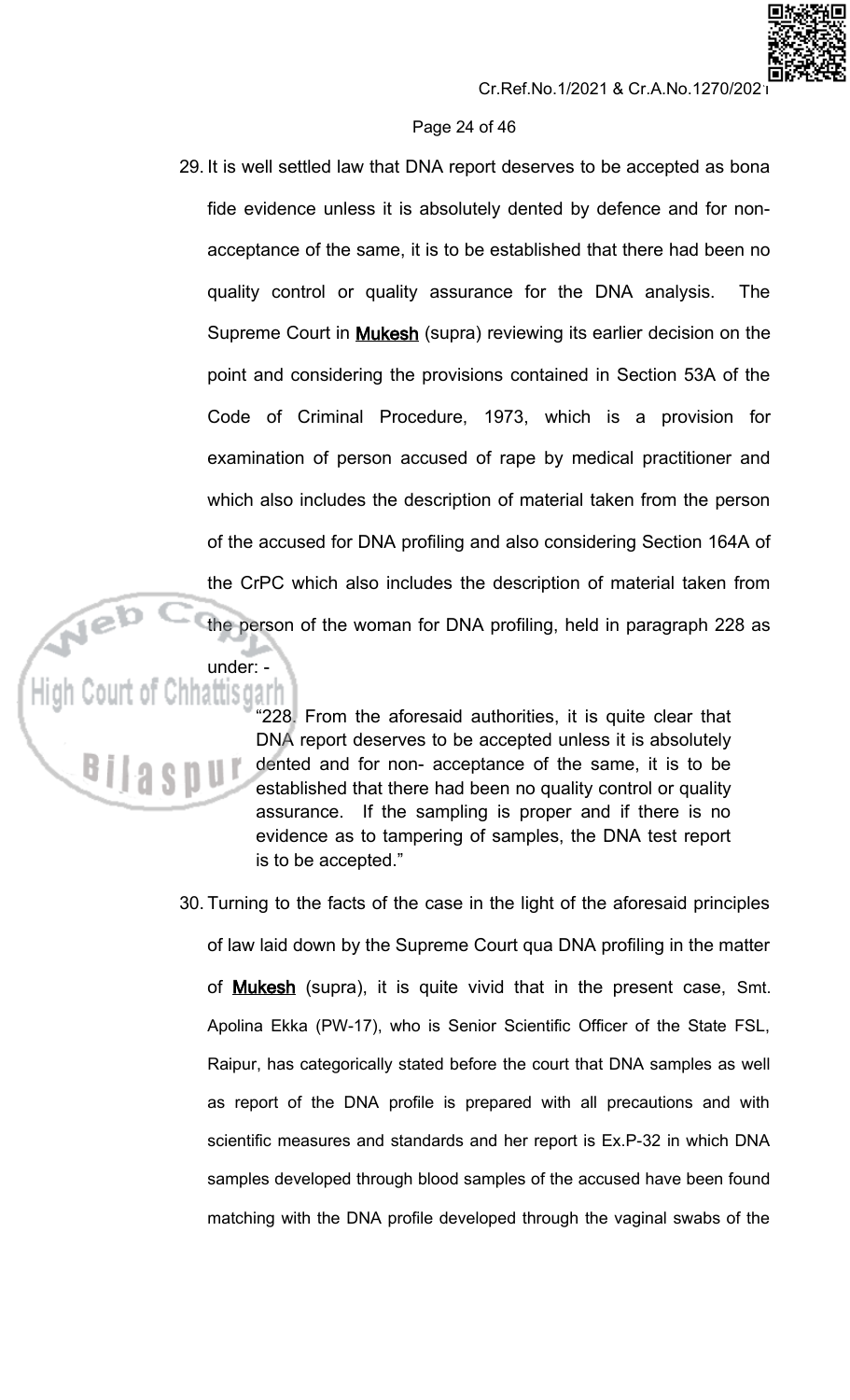29. It is well settled law that DNA report deserves to be accepted as bona fide evidence unless it is absolutely dented by defence and for non-acceptance of the same, it is to be established that there had been no quality control or quality assurance for the DNA analysis. The Supreme Court in **Mukesh** (supra) reviewing its earlier decision on the point and considering the provisions contained in Section 53A of the Code of Criminal Procedure, 1973, which is a provision for examination of person accused of rape by medical practitioner and which also includes the description of material taken from the person of the accused for DNA profiling and also considering Section 164A of the CrPC which also includes the description of material taken from the person of the woman for DNA profiling, held in paragraph 228 as under: -

> "228. From the aforesaid authorities, it is quite clear that DNA report deserves to be accepted unless it is absolutely dented and for non- acceptance of the same, it is to be established that there had been no quality control or quality assurance. If the sampling is proper and if there is no evidence as to tampering of samples, the DNA test report is to be accepted."

30. Turning to the facts of the case in the light of the aforesaid principles of law laid down by the Supreme Court qua DNA profiling in the matter of **Mukesh** (supra), it is quite vivid that in the present case, Smt. Apolina Ekka (PW-17), who is Senior Scientific Officer of the State FSL, Raipur, has categorically stated before the court that DNA samples as well as report of the DNA profile is prepared with all precautions and with scientific measures and standards and her report is Ex.P-32 in which DNA samples developed through blood samples of the accused have been found matching with the DNA profile developed through the vaginal swabs of the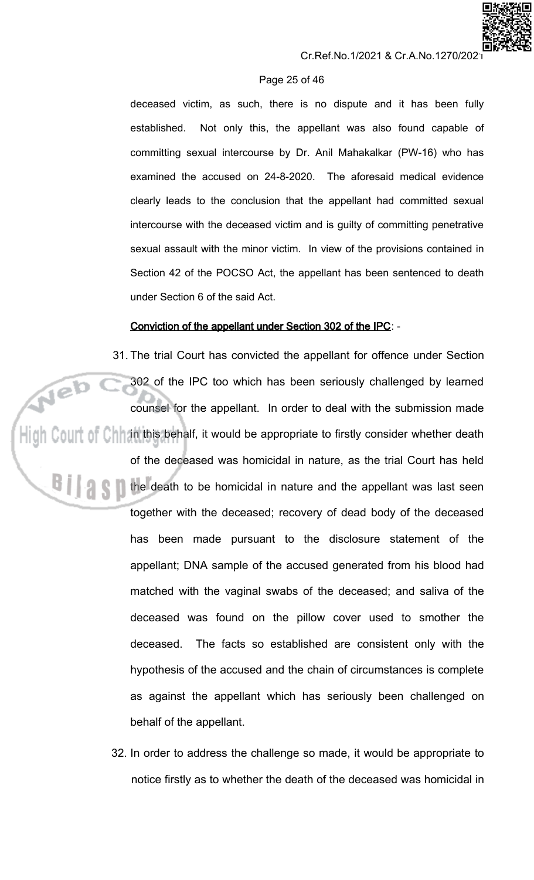deceased victim, as such, there is no dispute and it has been fully established. Not only this, the appellant was also found capable of committing sexual intercourse by Dr. Anil Mahakalkar (PW-16) who has examined the accused on 24-8-2020. The aforesaid medical evidence clearly leads to the conclusion that the appellant had committed sexual intercourse with the deceased victim and is guilty of committing penetrative sexual assault with the minor victim. In view of the provisions contained in Section 42 of the POCSO Act, the appellant has been sentenced to death under Section 6 of the said Act.

**<u>Conviction of the appellant under Section 302 of the IPC</u>**: -

31. The trial Court has convicted the appellant for offence under Section 302 of the IPC too which has been seriously challenged by learned counsel for the appellant. In order to deal with the submission made in this behalf, it would be appropriate to firstly consider whether death of the deceased was homicidal in nature, as the trial Court has held the death to be homicidal in nature and the appellant was last seen together with the deceased; recovery of dead body of the deceased has been made pursuant to the disclosure statement of the appellant; DNA sample of the accused generated from his blood had matched with the vaginal swabs of the deceased; and saliva of the deceased was found on the pillow cover used to smother the deceased. The facts so established are consistent only with the hypothesis of the accused and the chain of circumstances is complete as against the appellant which has seriously been challenged on behalf of the appellant.

32. In order to address the challenge so made, it would be appropriate to notice firstly as to whether the death of the deceased was homicidal in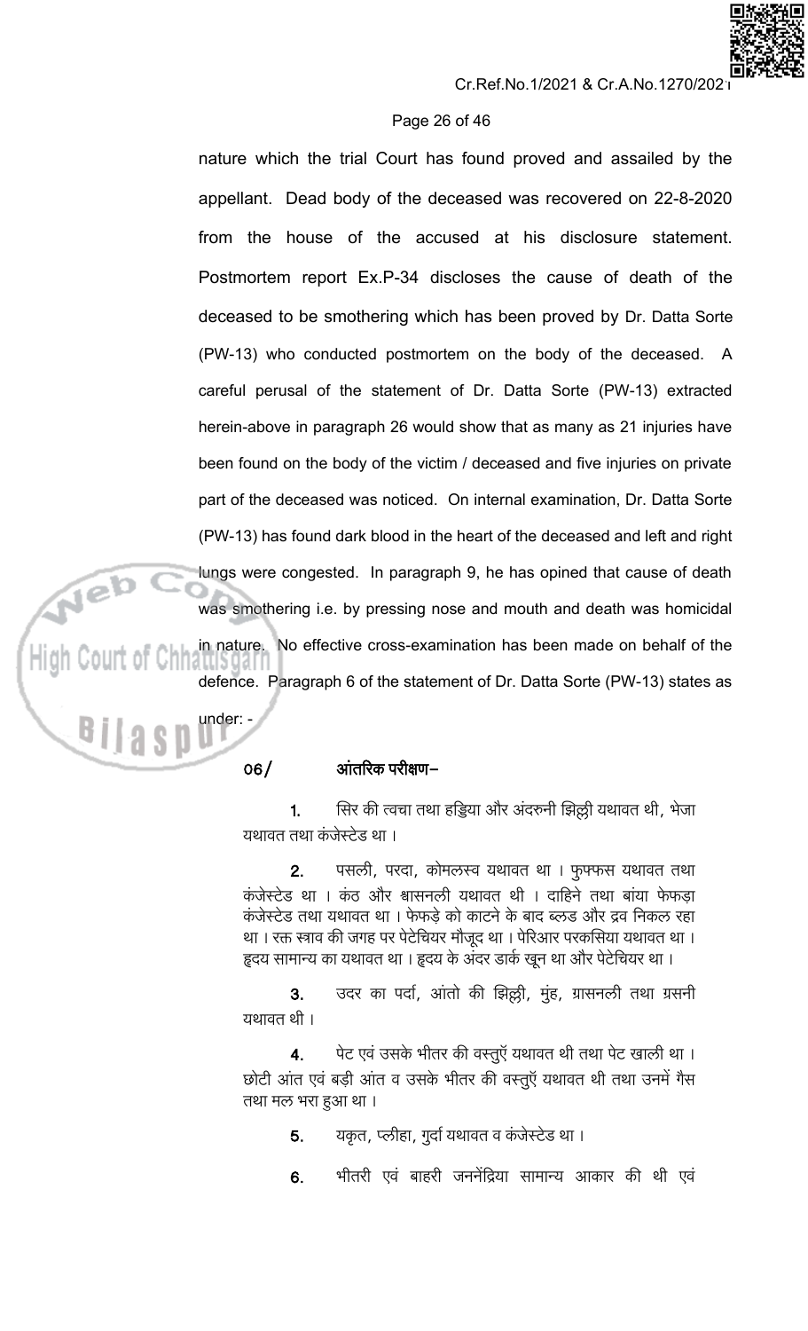nature which the trial Court has found proved and assailed by the appellant. Dead body of the deceased was recovered on 22-8-2020 from the house of the accused at his disclosure statement. Postmortem report Ex.P-34 discloses the cause of death of the deceased to be smothering which has been proved by Dr. Datta Sorte (PW-13) who conducted postmortem on the body of the deceased. A careful perusal of the statement of Dr. Datta Sorte (PW-13) extracted herein-above in paragraph 26 would show that as many as 21 injuries have been found on the body of the victim / deceased and five injuries on private part of the deceased was noticed. On internal examination, Dr. Datta Sorte (PW-13) has found dark blood in the heart of the deceased and left and right lungs were congested. In paragraph 9, he has opined that cause of death was smothering i.e. by pressing nose and mouth and death was homicidal in nature. No effective cross-examination has been made on behalf of the defence. Paragraph 6 of the statement of Dr. Datta Sorte (PW-13) states as under: -

> 06/ **आंतरिक परीक्षण–**
>
> **1.** सिर की त्वचा तथा हड्डिया और अंदरुनी झिल्ली यथावत थी, भेजा यथावत तथा कंजेस्टेड था।
>
> **2.** पसली, परदा, कोमलस्व यथावत था। फुफ्फस यथावत तथा कंजेस्टेड था। कंठ और श्वासनली यथावत थी। दाहिने तथा बांया फेफड़ा कंजेस्टेड तथा यथावत था। फेफड़े को काटने के बाद ब्लड और द्रव निकल रहा था। रक्त स्त्राव की जगह पर पेटेचियर मौजूद था। पेरिआर परकसिया यथावत था। हृदय सामान्य का यथावत था। हृदय के अंदर डार्क खून था और पेटेचियर था।
>
> **3.** उदर का पर्दा, आंतो की झिल्ली, मुंह, ग्रासनली तथा ग्रसनी यथावत थी।
>
> **4.** पेट एवं उसके भीतर की वस्तुऍं यथावत थी तथा पेट खाली था। छोटी आंत एवं बड़ी आंत व उसके भीतर की वस्तुऍं यथावत थी तथा उनमें गैस तथा मल भरा हुआ था।
>
> **5.** यकृत, प्लीहा, गुर्दा यथावत व कंजेस्टेड था।
>
> **6.** भीतरी एवं बाहरी जननेंद्रिया सामान्य आकार की थी एवं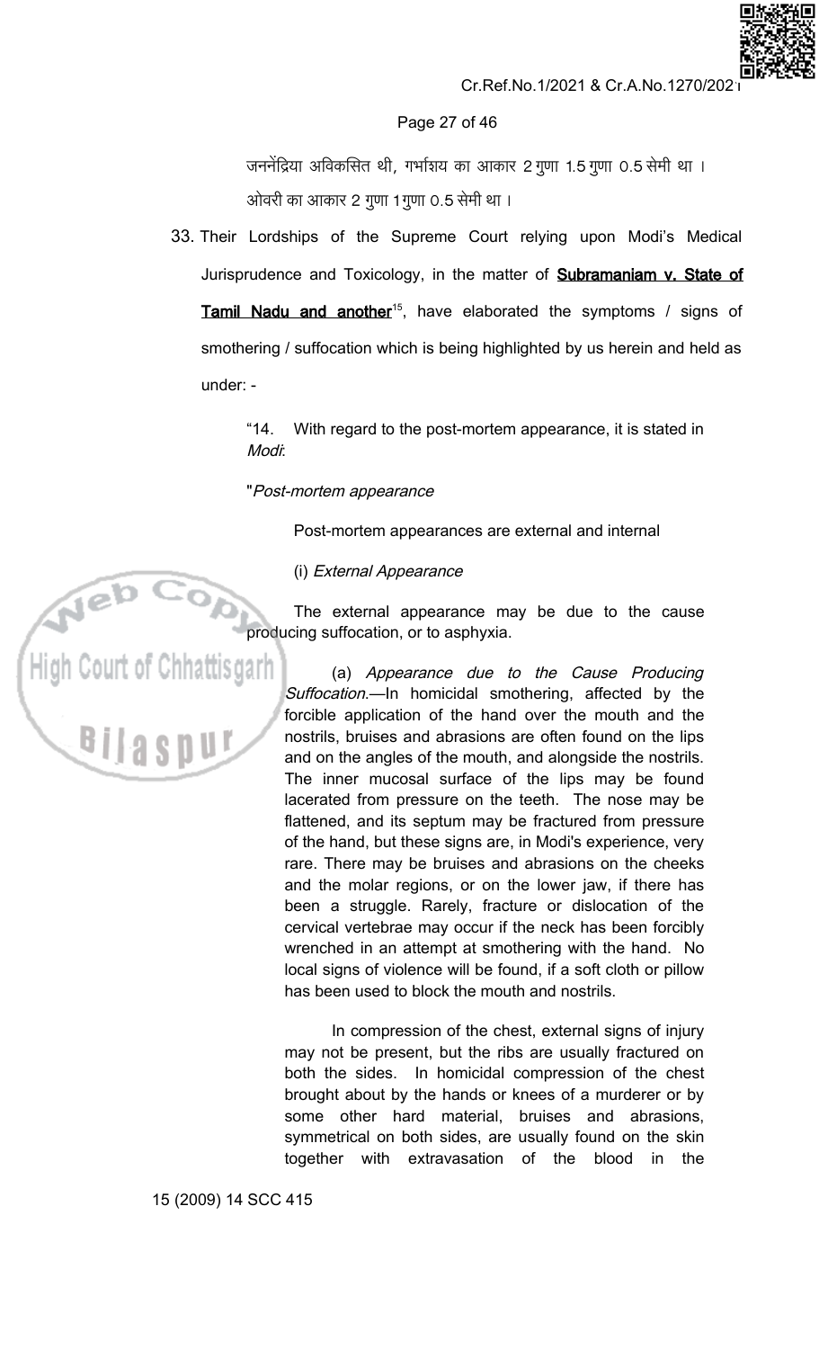जननेंद्रिया अविकसित थी, गर्भाशय का आकार 2 गुणा 1.5 गुणा 0.5 सेमी था । ओवरी का आकार 2 गुणा 1 गुणा 0.5 सेमी था ।

33. Their Lordships of the Supreme Court relying upon Modi's Medical Jurisprudence and Toxicology, in the matter of **Subramaniam v. State of Tamil Nadu and another**[15], have elaborated the symptoms / signs of smothering / suffocation which is being highlighted by us herein and held as under: -

> "14. With regard to the post-mortem appearance, it is stated in *Modi*:
>
> "*Post-mortem appearance*
>
> Post-mortem appearances are external and internal
>
> (i) *External Appearance*
>
> The external appearance may be due to the cause producing suffocation, or to asphyxia.
>
> (a) *Appearance due to the Cause Producing Suffocation.*—In homicidal smothering, affected by the forcible application of the hand over the mouth and the nostrils, bruises and abrasions are often found on the lips and on the angles of the mouth, and alongside the nostrils. The inner mucosal surface of the lips may be found lacerated from pressure on the teeth. The nose may be flattened, and its septum may be fractured from pressure of the hand, but these signs are, in Modi's experience, very rare. There may be bruises and abrasions on the cheeks and the molar regions, or on the lower jaw, if there has been a struggle. Rarely, fracture or dislocation of the cervical vertebrae may occur if the neck has been forcibly wrenched in an attempt at smothering with the hand. No local signs of violence will be found, if a soft cloth or pillow has been used to block the mouth and nostrils.
>
> In compression of the chest, external signs of injury may not be present, but the ribs are usually fractured on both the sides. In homicidal compression of the chest brought about by the hands or knees of a murderer or by some other hard material, bruises and abrasions, symmetrical on both sides, are usually found on the skin together with extravasation of the blood in the

15 (2009) 14 SCC 415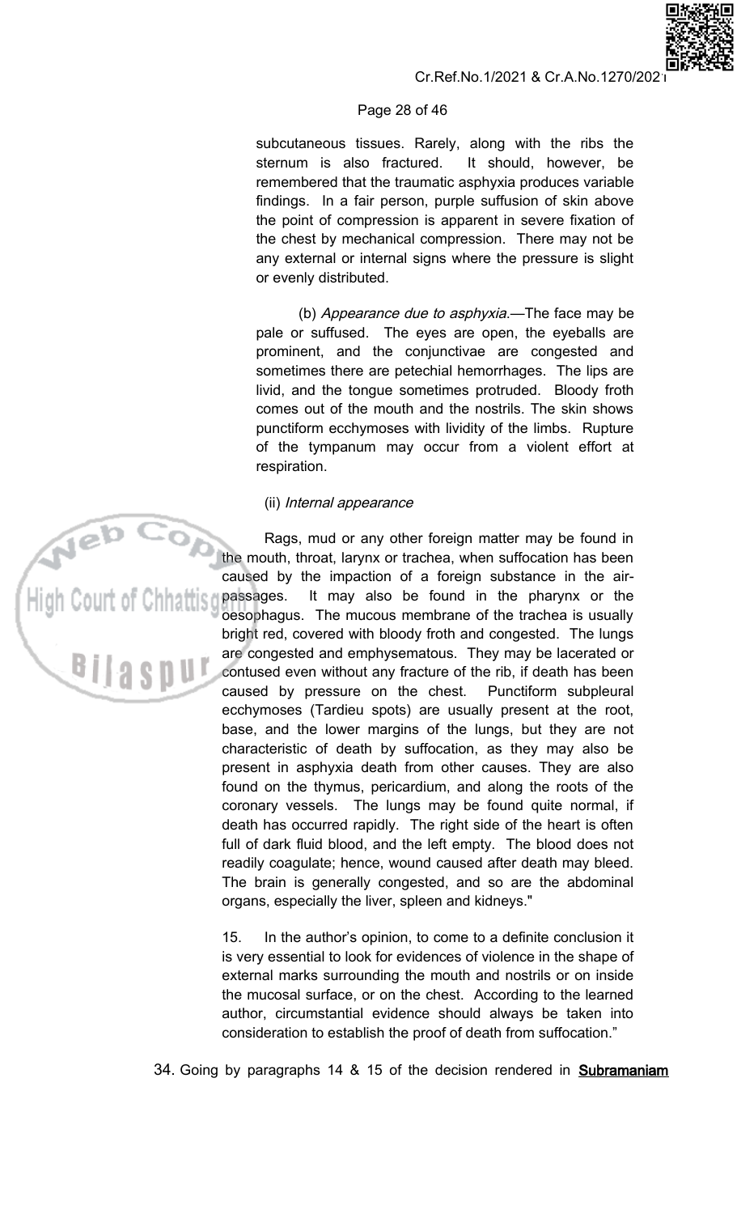subcutaneous tissues. Rarely, along with the ribs the sternum is also fractured. It should, however, be remembered that the traumatic asphyxia produces variable findings. In a fair person, purple suffusion of skin above the point of compression is apparent in severe fixation of the chest by mechanical compression. There may not be any external or internal signs where the pressure is slight or evenly distributed.

(b) *Appearance due to asphyxia*.—The face may be pale or suffused. The eyes are open, the eyeballs are prominent, and the conjunctivae are congested and sometimes there are petechial hemorrhages. The lips are livid, and the tongue sometimes protruded. Bloody froth comes out of the mouth and the nostrils. The skin shows punctiform ecchymoses with lividity of the limbs. Rupture of the tympanum may occur from a violent effort at respiration.

(ii) *Internal appearance*

Rags, mud or any other foreign matter may be found in the mouth, throat, larynx or trachea, when suffocation has been caused by the impaction of a foreign substance in the air-passages. It may also be found in the pharynx or the oesophagus. The mucous membrane of the trachea is usually bright red, covered with bloody froth and congested. The lungs are congested and emphysematous. They may be lacerated or contused even without any fracture of the rib, if death has been caused by pressure on the chest. Punctiform subpleural ecchymoses (Tardieu spots) are usually present at the root, base, and the lower margins of the lungs, but they are not characteristic of death by suffocation, as they may also be present in asphyxia death from other causes. They are also found on the thymus, pericardium, and along the roots of the coronary vessels. The lungs may be found quite normal, if death has occurred rapidly. The right side of the heart is often full of dark fluid blood, and the left empty. The blood does not readily coagulate; hence, wound caused after death may bleed. The brain is generally congested, and so are the abdominal organs, especially the liver, spleen and kidneys."

15. In the author's opinion, to come to a definite conclusion it is very essential to look for evidences of violence in the shape of external marks surrounding the mouth and nostrils or on inside the mucosal surface, or on the chest. According to the learned author, circumstantial evidence should always be taken into consideration to establish the proof of death from suffocation."

34. Going by paragraphs 14 & 15 of the decision rendered in **Subramaniam**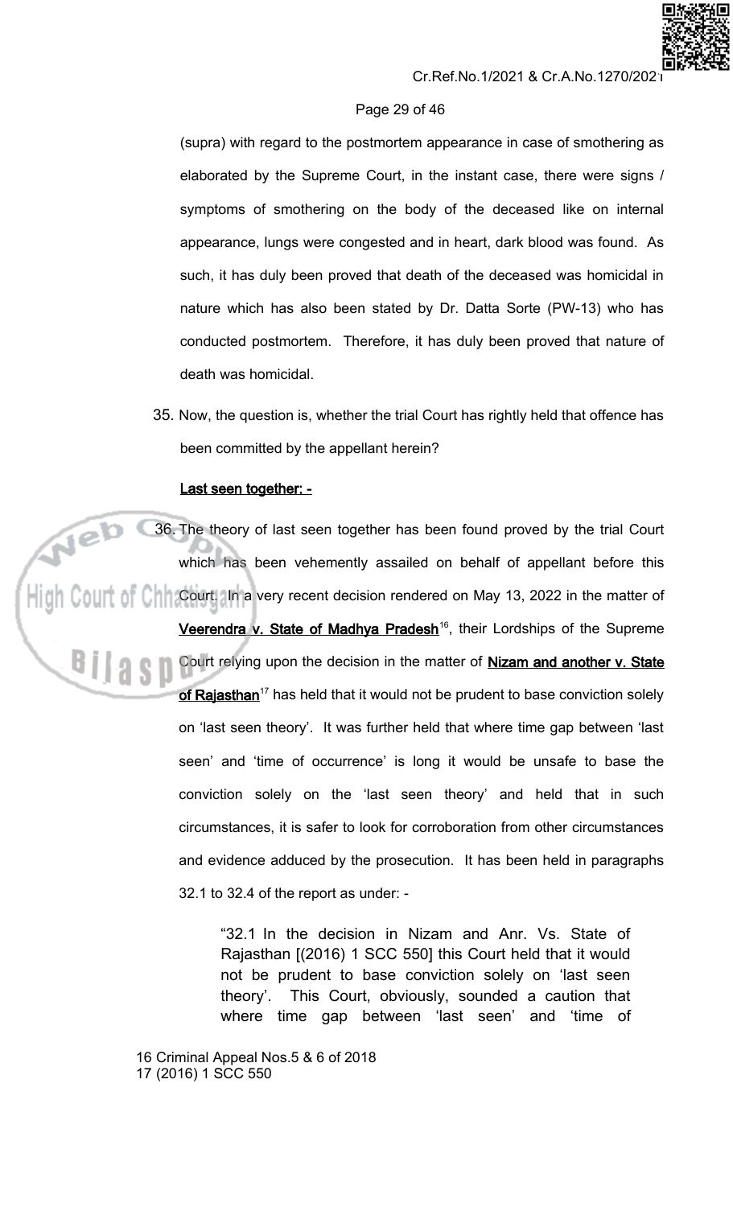(supra) with regard to the postmortem appearance in case of smothering as elaborated by the Supreme Court, in the instant case, there were signs / symptoms of smothering on the body of the deceased like on internal appearance, lungs were congested and in heart, dark blood was found. As such, it has duly been proved that death of the deceased was homicidal in nature which has also been stated by Dr. Datta Sorte (PW-13) who has conducted postmortem. Therefore, it has duly been proved that nature of death was homicidal.

35. Now, the question is, whether the trial Court has rightly held that offence has been committed by the appellant herein?

**Last seen together: -**

36. The theory of last seen together has been found proved by the trial Court which has been vehemently assailed on behalf of appellant before this Court. In a very recent decision rendered on May 13, 2022 in the matter of **Veerendra v. State of Madhya Pradesh**[16], their Lordships of the Supreme Court relying upon the decision in the matter of **Nizam and another v. State of Rajasthan**[17] has held that it would not be prudent to base conviction solely on 'last seen theory'. It was further held that where time gap between 'last seen' and 'time of occurrence' is long it would be unsafe to base the conviction solely on the 'last seen theory' and held that in such circumstances, it is safer to look for corroboration from other circumstances and evidence adduced by the prosecution. It has been held in paragraphs 32.1 to 32.4 of the report as under: -

> "32.1 In the decision in Nizam and Anr. Vs. State of Rajasthan [(2016) 1 SCC 550] this Court held that it would not be prudent to base conviction solely on 'last seen theory'. This Court, obviously, sounded a caution that where time gap between 'last seen' and 'time of

16 Criminal Appeal Nos.5 & 6 of 2018
17 (2016) 1 SCC 550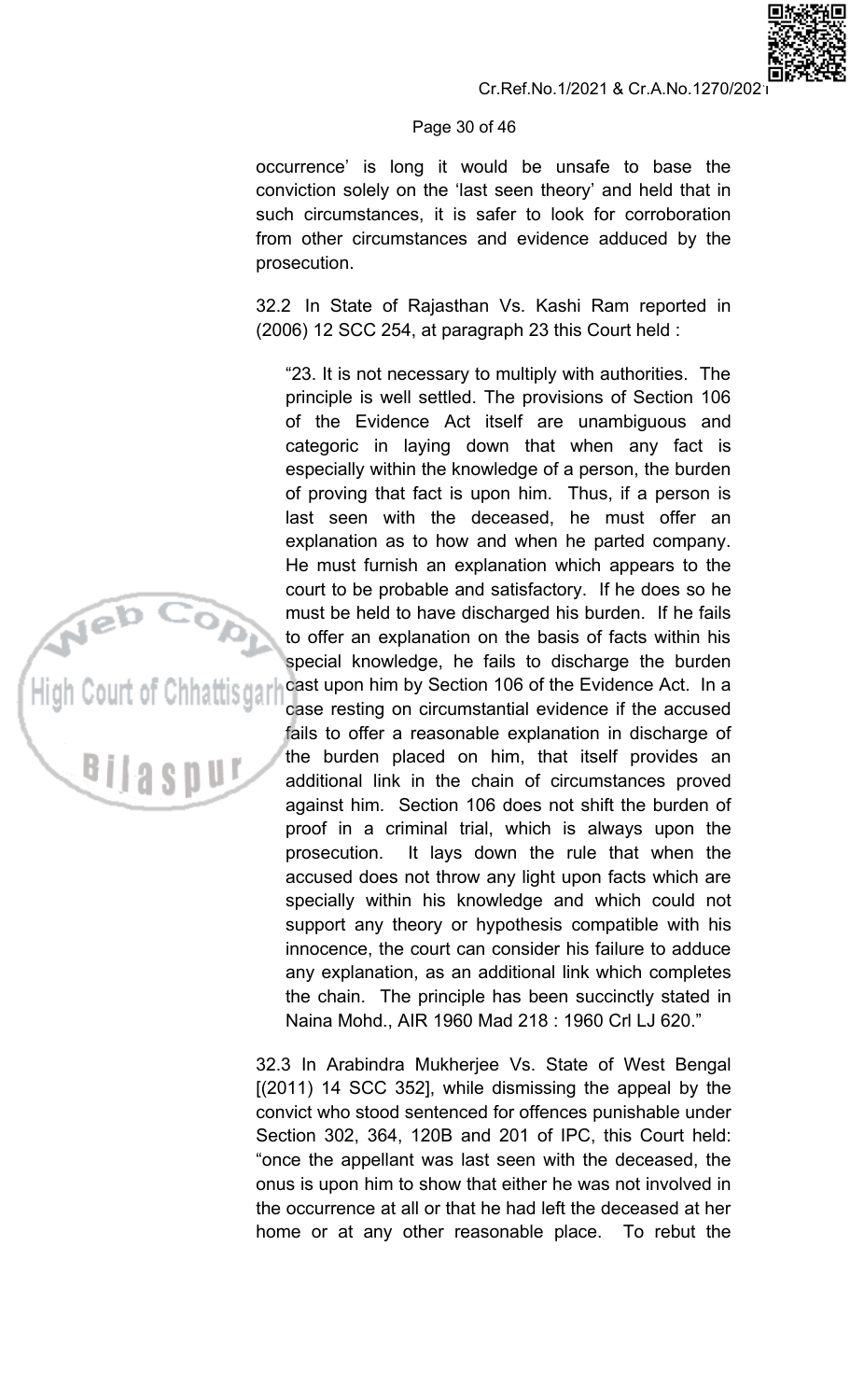occurrence' is long it would be unsafe to base the conviction solely on the 'last seen theory' and held that in such circumstances, it is safer to look for corroboration from other circumstances and evidence adduced by the prosecution.

32.2 In State of Rajasthan Vs. Kashi Ram reported in (2006) 12 SCC 254, at paragraph 23 this Court held :

> "23. It is not necessary to multiply with authorities. The principle is well settled. The provisions of Section 106 of the Evidence Act itself are unambiguous and categoric in laying down that when any fact is especially within the knowledge of a person, the burden of proving that fact is upon him. Thus, if a person is last seen with the deceased, he must offer an explanation as to how and when he parted company. He must furnish an explanation which appears to the court to be probable and satisfactory. If he does so he must be held to have discharged his burden. If he fails to offer an explanation on the basis of facts within his special knowledge, he fails to discharge the burden cast upon him by Section 106 of the Evidence Act. In a case resting on circumstantial evidence if the accused fails to offer a reasonable explanation in discharge of the burden placed on him, that itself provides an additional link in the chain of circumstances proved against him. Section 106 does not shift the burden of proof in a criminal trial, which is always upon the prosecution. It lays down the rule that when the accused does not throw any light upon facts which are specially within his knowledge and which could not support any theory or hypothesis compatible with his innocence, the court can consider his failure to adduce any explanation, as an additional link which completes the chain. The principle has been succinctly stated in Naina Mohd., AIR 1960 Mad 218 : 1960 Crl LJ 620."

32.3 In Arabindra Mukherjee Vs. State of West Bengal [(2011) 14 SCC 352], while dismissing the appeal by the convict who stood sentenced for offences punishable under Section 302, 364, 120B and 201 of IPC, this Court held: "once the appellant was last seen with the deceased, the onus is upon him to show that either he was not involved in the occurrence at all or that he had left the deceased at her home or at any other reasonable place. To rebut the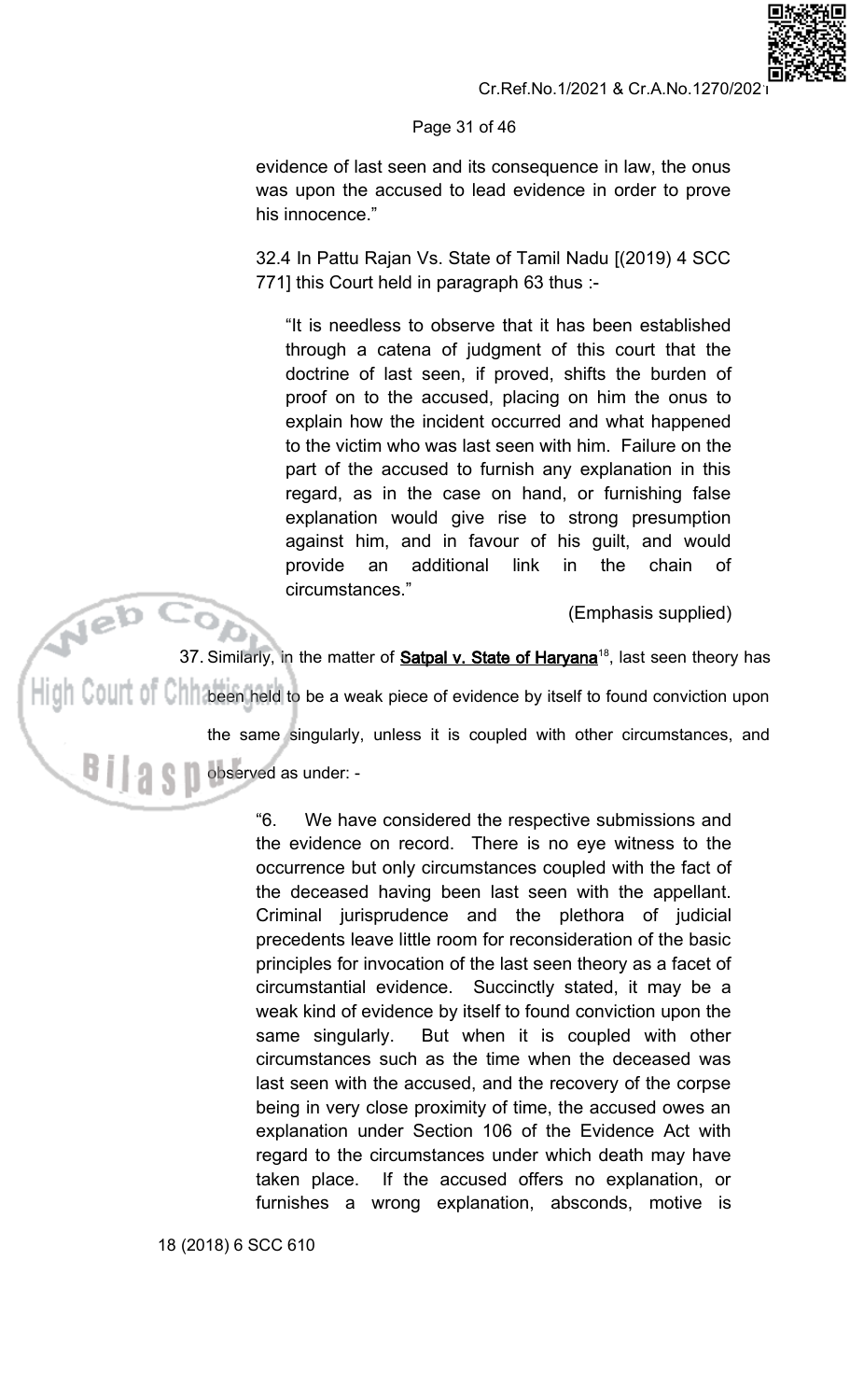evidence of last seen and its consequence in law, the onus was upon the accused to lead evidence in order to prove his innocence."

32.4 In Pattu Rajan Vs. State of Tamil Nadu [(2019) 4 SCC 771] this Court held in paragraph 63 thus :-

> "It is needless to observe that it has been established through a catena of judgment of this court that the doctrine of last seen, if proved, shifts the burden of proof on to the accused, placing on him the onus to explain how the incident occurred and what happened to the victim who was last seen with him. Failure on the part of the accused to furnish any explanation in this regard, as in the case on hand, or furnishing false explanation would give rise to strong presumption against him, and in favour of his guilt, and would provide an additional link in the chain of circumstances."

(Emphasis supplied)

37. Similarly, in the matter of **Satpal v. State of Haryana**[18], last seen theory has been held to be a weak piece of evidence by itself to found conviction upon the same singularly, unless it is coupled with other circumstances, and observed as under: -

> "6. We have considered the respective submissions and the evidence on record. There is no eye witness to the occurrence but only circumstances coupled with the fact of the deceased having been last seen with the appellant. Criminal jurisprudence and the plethora of judicial precedents leave little room for reconsideration of the basic principles for invocation of the last seen theory as a facet of circumstantial evidence. Succinctly stated, it may be a weak kind of evidence by itself to found conviction upon the same singularly. But when it is coupled with other circumstances such as the time when the deceased was last seen with the accused, and the recovery of the corpse being in very close proximity of time, the accused owes an explanation under Section 106 of the Evidence Act with regard to the circumstances under which death may have taken place. If the accused offers no explanation, or furnishes a wrong explanation, absconds, motive is

18 (2018) 6 SCC 610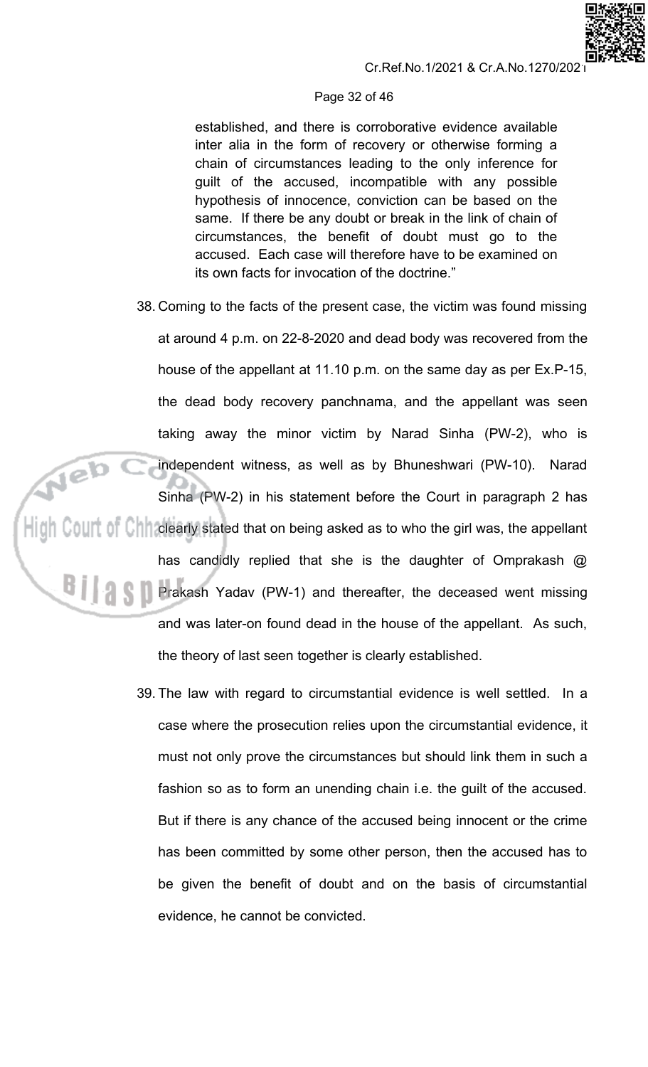established, and there is corroborative evidence available inter alia in the form of recovery or otherwise forming a chain of circumstances leading to the only inference for guilt of the accused, incompatible with any possible hypothesis of innocence, conviction can be based on the same. If there be any doubt or break in the link of chain of circumstances, the benefit of doubt must go to the accused. Each case will therefore have to be examined on its own facts for invocation of the doctrine."

38. Coming to the facts of the present case, the victim was found missing at around 4 p.m. on 22-8-2020 and dead body was recovered from the house of the appellant at 11.10 p.m. on the same day as per Ex.P-15, the dead body recovery panchnama, and the appellant was seen taking away the minor victim by Narad Sinha (PW-2), who is independent witness, as well as by Bhuneshwari (PW-10). Narad Sinha (PW-2) in his statement before the Court in paragraph 2 has clearly stated that on being asked as to who the girl was, the appellant has candidly replied that she is the daughter of Omprakash @ Prakash Yadav (PW-1) and thereafter, the deceased went missing and was later-on found dead in the house of the appellant. As such, the theory of last seen together is clearly established.

39. The law with regard to circumstantial evidence is well settled. In a case where the prosecution relies upon the circumstantial evidence, it must not only prove the circumstances but should link them in such a fashion so as to form an unending chain i.e. the guilt of the accused. But if there is any chance of the accused being innocent or the crime has been committed by some other person, then the accused has to be given the benefit of doubt and on the basis of circumstantial evidence, he cannot be convicted.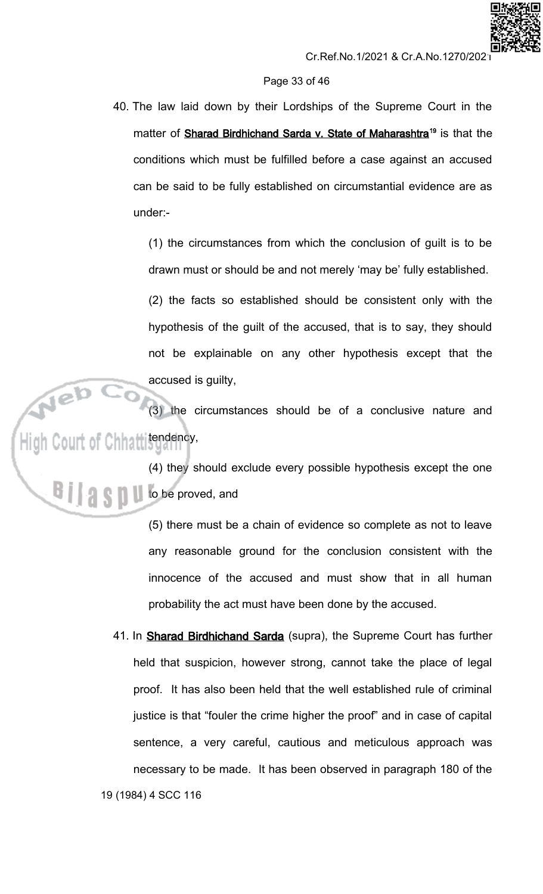40. The law laid down by their Lordships of the Supreme Court in the matter of **Sharad Birdhichand Sarda v. State of Maharashtra**[19] is that the conditions which must be fulfilled before a case against an accused can be said to be fully established on circumstantial evidence are as under:-

    (1) the circumstances from which the conclusion of guilt is to be drawn must or should be and not merely 'may be' fully established.

    (2) the facts so established should be consistent only with the hypothesis of the guilt of the accused, that is to say, they should not be explainable on any other hypothesis except that the accused is guilty,

    (3) the circumstances should be of a conclusive nature and tendency,

    (4) they should exclude every possible hypothesis except the one to be proved, and

    (5) there must be a chain of evidence so complete as not to leave any reasonable ground for the conclusion consistent with the innocence of the accused and must show that in all human probability the act must have been done by the accused.

41. In **Sharad Birdhichand Sarda** (supra), the Supreme Court has further held that suspicion, however strong, cannot take the place of legal proof. It has also been held that the well established rule of criminal justice is that "fouler the crime higher the proof" and in case of capital sentence, a very careful, cautious and meticulous approach was necessary to be made. It has been observed in paragraph 180 of the

19 (1984) 4 SCC 116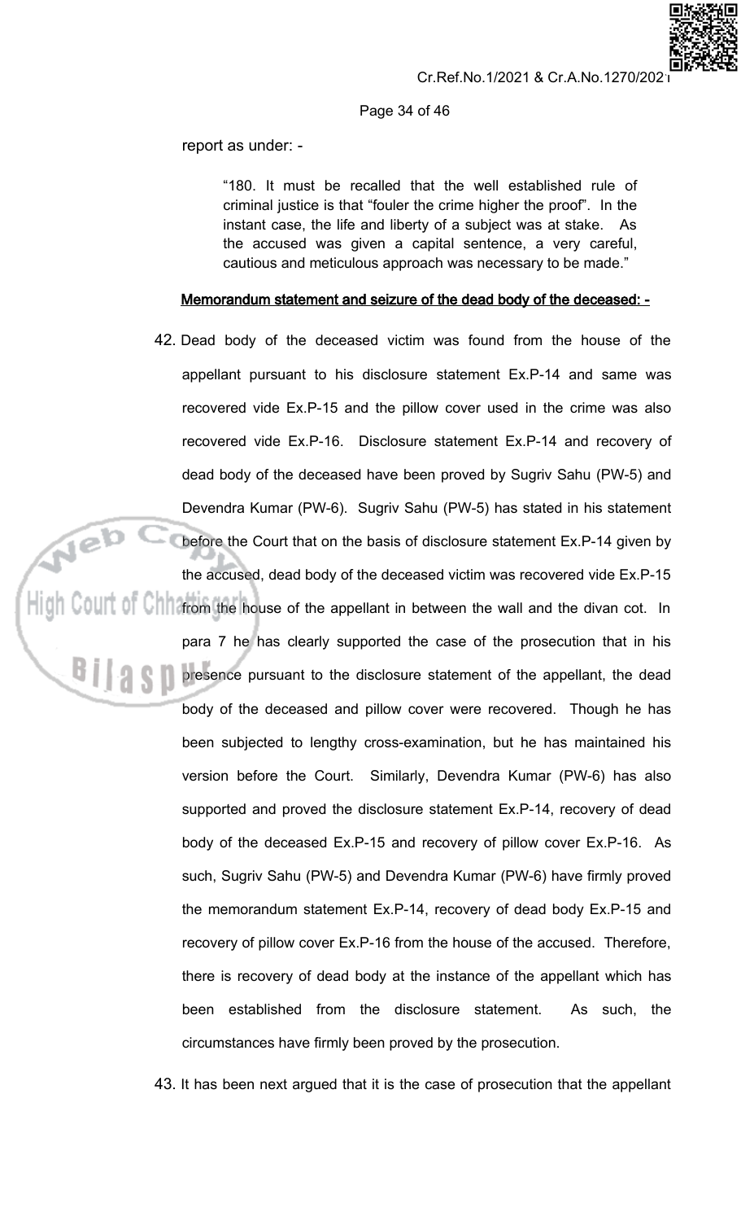report as under: -

> "180. It must be recalled that the well established rule of criminal justice is that "fouler the crime higher the proof". In the instant case, the life and liberty of a subject was at stake. As the accused was given a capital sentence, a very careful, cautious and meticulous approach was necessary to be made."

**Memorandum statement and seizure of the dead body of the deceased: -**

42. Dead body of the deceased victim was found from the house of the appellant pursuant to his disclosure statement Ex.P-14 and same was recovered vide Ex.P-15 and the pillow cover used in the crime was also recovered vide Ex.P-16. Disclosure statement Ex.P-14 and recovery of dead body of the deceased have been proved by Sugriv Sahu (PW-5) and Devendra Kumar (PW-6). Sugriv Sahu (PW-5) has stated in his statement before the Court that on the basis of disclosure statement Ex.P-14 given by the accused, dead body of the deceased victim was recovered vide Ex.P-15 from the house of the appellant in between the wall and the divan cot. In para 7 he has clearly supported the case of the prosecution that in his presence pursuant to the disclosure statement of the appellant, the dead body of the deceased and pillow cover were recovered. Though he has been subjected to lengthy cross-examination, but he has maintained his version before the Court. Similarly, Devendra Kumar (PW-6) has also supported and proved the disclosure statement Ex.P-14, recovery of dead body of the deceased Ex.P-15 and recovery of pillow cover Ex.P-16. As such, Sugriv Sahu (PW-5) and Devendra Kumar (PW-6) have firmly proved the memorandum statement Ex.P-14, recovery of dead body Ex.P-15 and recovery of pillow cover Ex.P-16 from the house of the accused. Therefore, there is recovery of dead body at the instance of the appellant which has been established from the disclosure statement. As such, the circumstances have firmly been proved by the prosecution.

43. It has been next argued that it is the case of prosecution that the appellant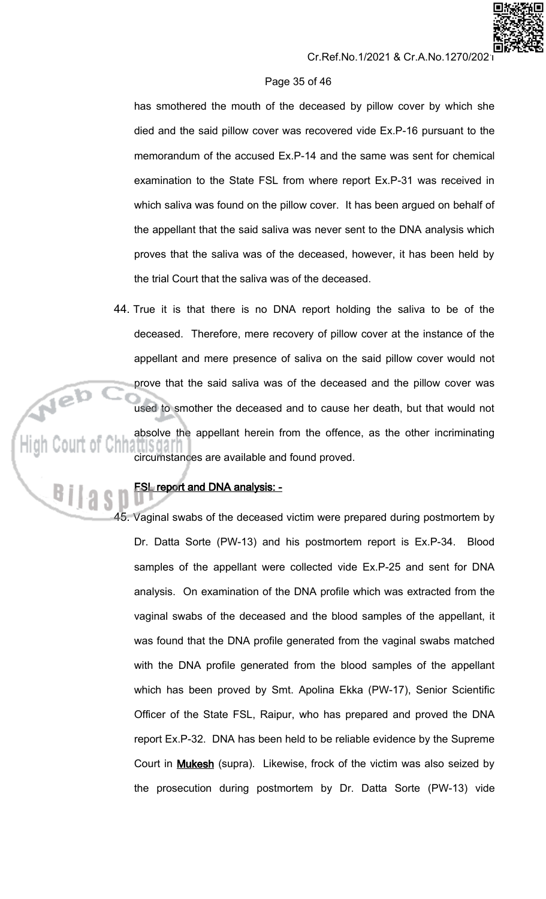has smothered the mouth of the deceased by pillow cover by which she died and the said pillow cover was recovered vide Ex.P-16 pursuant to the memorandum of the accused Ex.P-14 and the same was sent for chemical examination to the State FSL from where report Ex.P-31 was received in which saliva was found on the pillow cover. It has been argued on behalf of the appellant that the said saliva was never sent to the DNA analysis which proves that the saliva was of the deceased, however, it has been held by the trial Court that the saliva was of the deceased.

44. True it is that there is no DNA report holding the saliva to be of the deceased. Therefore, mere recovery of pillow cover at the instance of the appellant and mere presence of saliva on the said pillow cover would not prove that the said saliva was of the deceased and the pillow cover was used to smother the deceased and to cause her death, but that would not absolve the appellant herein from the offence, as the other incriminating circumstances are available and found proved.

**<u>FSL report and DNA analysis: -</u>**

45. Vaginal swabs of the deceased victim were prepared during postmortem by Dr. Datta Sorte (PW-13) and his postmortem report is Ex.P-34. Blood samples of the appellant were collected vide Ex.P-25 and sent for DNA analysis. On examination of the DNA profile which was extracted from the vaginal swabs of the deceased and the blood samples of the appellant, it was found that the DNA profile generated from the vaginal swabs matched with the DNA profile generated from the blood samples of the appellant which has been proved by Smt. Apolina Ekka (PW-17), Senior Scientific Officer of the State FSL, Raipur, who has prepared and proved the DNA report Ex.P-32. DNA has been held to be reliable evidence by the Supreme Court in **<u>Mukesh</u>** (supra). Likewise, frock of the victim was also seized by the prosecution during postmortem by Dr. Datta Sorte (PW-13) vide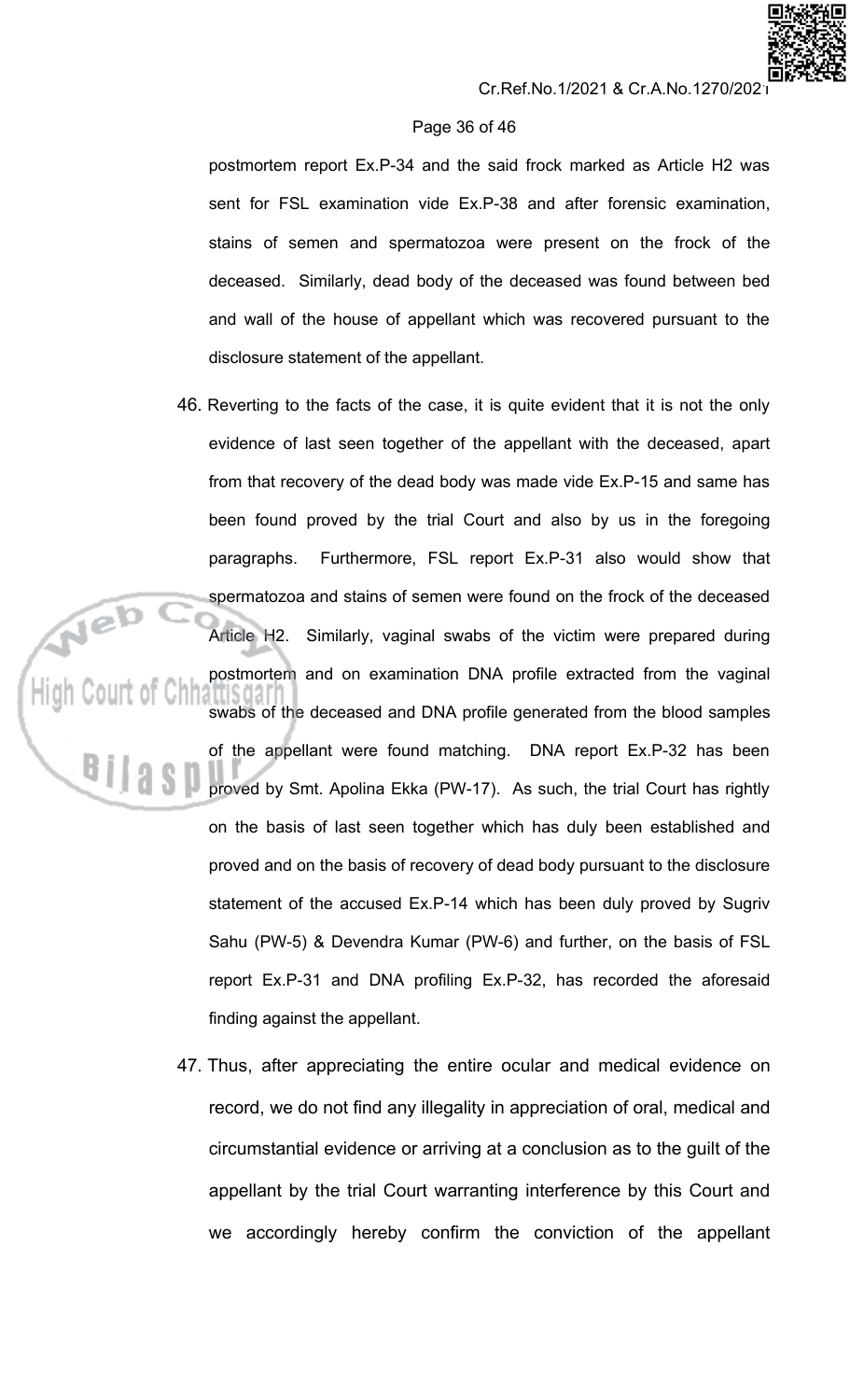postmortem report Ex.P-34 and the said frock marked as Article H2 was sent for FSL examination vide Ex.P-38 and after forensic examination, stains of semen and spermatozoa were present on the frock of the deceased. Similarly, dead body of the deceased was found between bed and wall of the house of appellant which was recovered pursuant to the disclosure statement of the appellant.

46. Reverting to the facts of the case, it is quite evident that it is not the only evidence of last seen together of the appellant with the deceased, apart from that recovery of the dead body was made vide Ex.P-15 and same has been found proved by the trial Court and also by us in the foregoing paragraphs. Furthermore, FSL report Ex.P-31 also would show that spermatozoa and stains of semen were found on the frock of the deceased Article H2. Similarly, vaginal swabs of the victim were prepared during postmortem and on examination DNA profile extracted from the vaginal swabs of the deceased and DNA profile generated from the blood samples of the appellant were found matching. DNA report Ex.P-32 has been proved by Smt. Apolina Ekka (PW-17). As such, the trial Court has rightly on the basis of last seen together which has duly been established and proved and on the basis of recovery of dead body pursuant to the disclosure statement of the accused Ex.P-14 which has been duly proved by Sugriv Sahu (PW-5) & Devendra Kumar (PW-6) and further, on the basis of FSL report Ex.P-31 and DNA profiling Ex.P-32, has recorded the aforesaid finding against the appellant.

47. Thus, after appreciating the entire ocular and medical evidence on record, we do not find any illegality in appreciation of oral, medical and circumstantial evidence or arriving at a conclusion as to the guilt of the appellant by the trial Court warranting interference by this Court and we accordingly hereby confirm the conviction of the appellant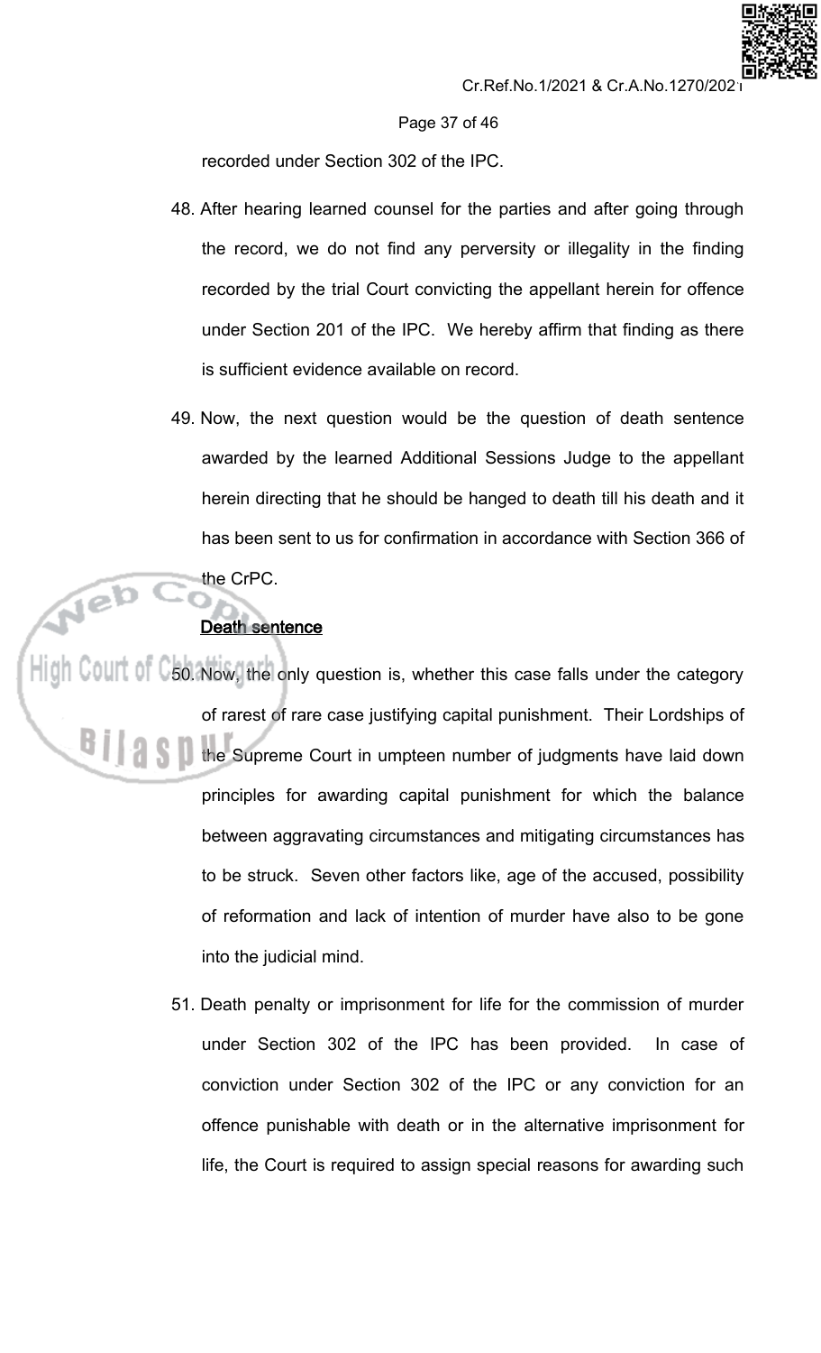recorded under Section 302 of the IPC.

48. After hearing learned counsel for the parties and after going through the record, we do not find any perversity or illegality in the finding recorded by the trial Court convicting the appellant herein for offence under Section 201 of the IPC. We hereby affirm that finding as there is sufficient evidence available on record.

49. Now, the next question would be the question of death sentence awarded by the learned Additional Sessions Judge to the appellant herein directing that he should be hanged to death till his death and it has been sent to us for confirmation in accordance with Section 366 of the CrPC.

**Death sentence**

50. Now, the only question is, whether this case falls under the category of rarest of rare case justifying capital punishment. Their Lordships of the Supreme Court in umpteen number of judgments have laid down principles for awarding capital punishment for which the balance between aggravating circumstances and mitigating circumstances has to be struck. Seven other factors like, age of the accused, possibility of reformation and lack of intention of murder have also to be gone into the judicial mind.

51. Death penalty or imprisonment for life for the commission of murder under Section 302 of the IPC has been provided. In case of conviction under Section 302 of the IPC or any conviction for an offence punishable with death or in the alternative imprisonment for life, the Court is required to assign special reasons for awarding such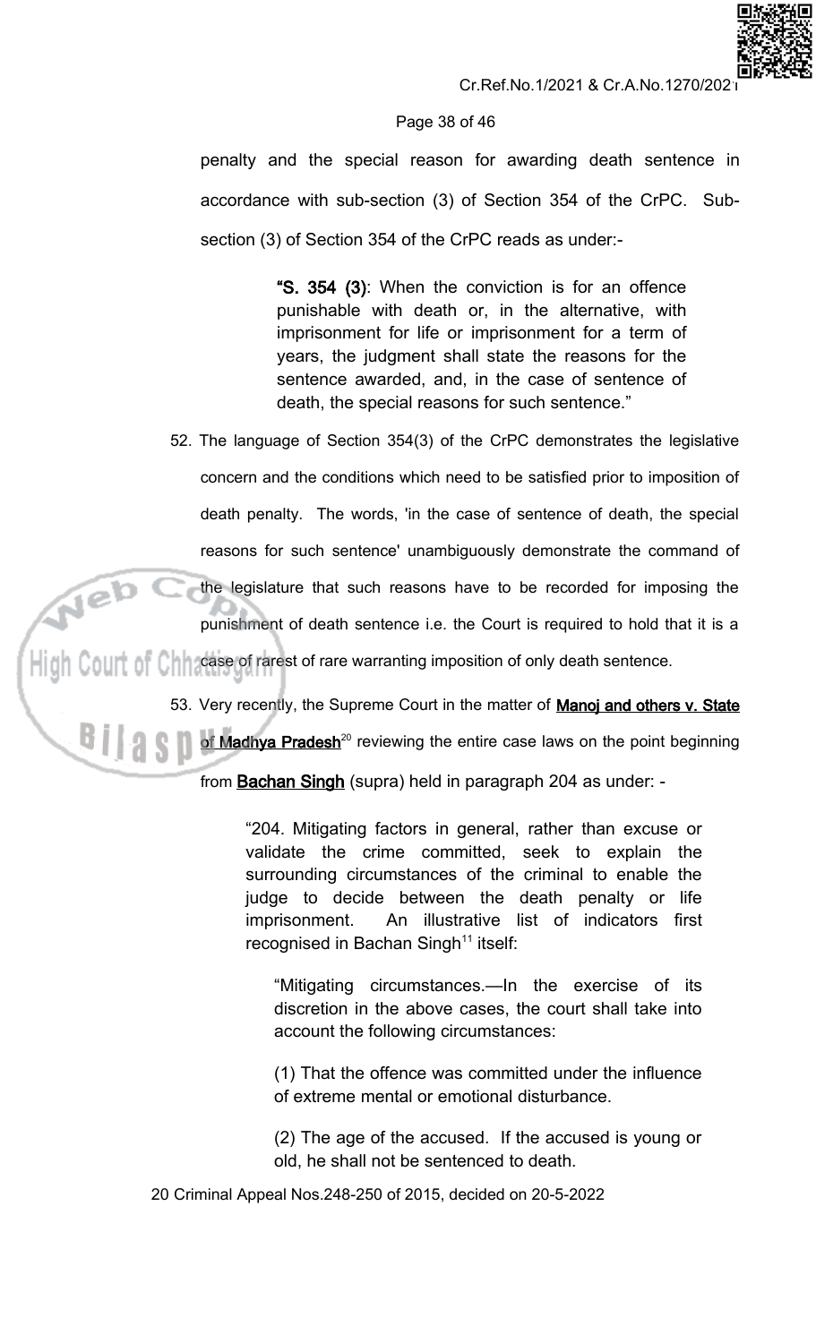penalty and the special reason for awarding death sentence in accordance with sub-section (3) of Section 354 of the CrPC. Sub-section (3) of Section 354 of the CrPC reads as under:-

> **"S. 354 (3)**: When the conviction is for an offence punishable with death or, in the alternative, with imprisonment for life or imprisonment for a term of years, the judgment shall state the reasons for the sentence awarded, and, in the case of sentence of death, the special reasons for such sentence."

52. The language of Section 354(3) of the CrPC demonstrates the legislative concern and the conditions which need to be satisfied prior to imposition of death penalty. The words, 'in the case of sentence of death, the special reasons for such sentence' unambiguously demonstrate the command of the legislature that such reasons have to be recorded for imposing the punishment of death sentence i.e. the Court is required to hold that it is a case of rarest of rare warranting imposition of only death sentence.

53. Very recently, the Supreme Court in the matter of **Manoj and others v. State of Madhya Pradesh**[20] reviewing the entire case laws on the point beginning from **Bachan Singh** (supra) held in paragraph 204 as under: -

> "204. Mitigating factors in general, rather than excuse or validate the crime committed, seek to explain the surrounding circumstances of the criminal to enable the judge to decide between the death penalty or life imprisonment. An illustrative list of indicators first recognised in Bachan Singh[11] itself:
>
> > "Mitigating circumstances.—In the exercise of its discretion in the above cases, the court shall take into account the following circumstances:
> >
> > (1) That the offence was committed under the influence of extreme mental or emotional disturbance.
> >
> > (2) The age of the accused. If the accused is young or old, he shall not be sentenced to death.

20 Criminal Appeal Nos.248-250 of 2015, decided on 20-5-2022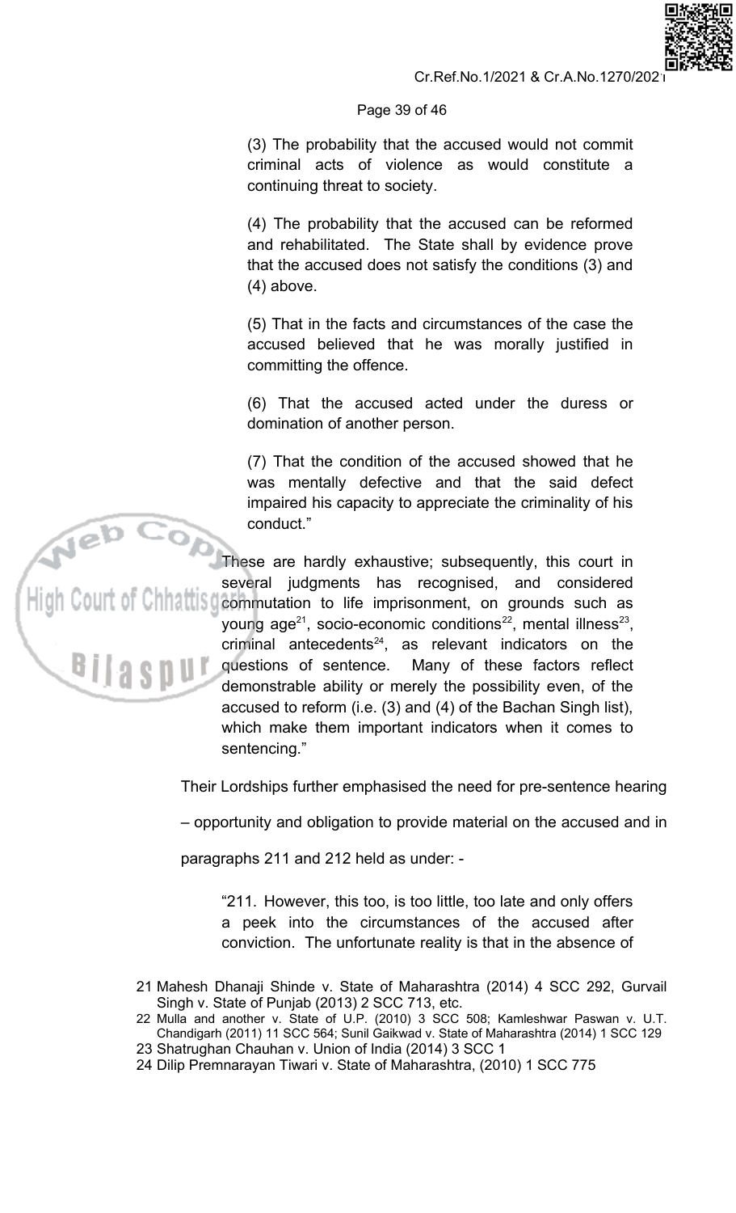(3) The probability that the accused would not commit criminal acts of violence as would constitute a continuing threat to society.

(4) The probability that the accused can be reformed and rehabilitated. The State shall by evidence prove that the accused does not satisfy the conditions (3) and (4) above.

(5) That in the facts and circumstances of the case the accused believed that he was morally justified in committing the offence.

(6) That the accused acted under the duress or domination of another person.

(7) That the condition of the accused showed that he was mentally defective and that the said defect impaired his capacity to appreciate the criminality of his conduct."

These are hardly exhaustive; subsequently, this court in several judgments has recognised, and considered commutation to life imprisonment, on grounds such as young age[21], socio-economic conditions[22], mental illness[23], criminal antecedents[24], as relevant indicators on the questions of sentence. Many of these factors reflect demonstrable ability or merely the possibility even, of the accused to reform (i.e. (3) and (4) of the Bachan Singh list), which make them important indicators when it comes to sentencing."

Their Lordships further emphasised the need for pre-sentence hearing – opportunity and obligation to provide material on the accused and in paragraphs 211 and 212 held as under: -

"211. However, this too, is too little, too late and only offers a peek into the circumstances of the accused after conviction. The unfortunate reality is that in the absence of

---

21 Mahesh Dhanaji Shinde v. State of Maharashtra (2014) 4 SCC 292, Gurvail Singh v. State of Punjab (2013) 2 SCC 713, etc.

22 Mulla and another v. State of U.P. (2010) 3 SCC 508; Kamleshwar Paswan v. U.T. Chandigarh (2011) 11 SCC 564; Sunil Gaikwad v. State of Maharashtra (2014) 1 SCC 129

23 Shatrughan Chauhan v. Union of India (2014) 3 SCC 1

24 Dilip Premnarayan Tiwari v. State of Maharashtra, (2010) 1 SCC 775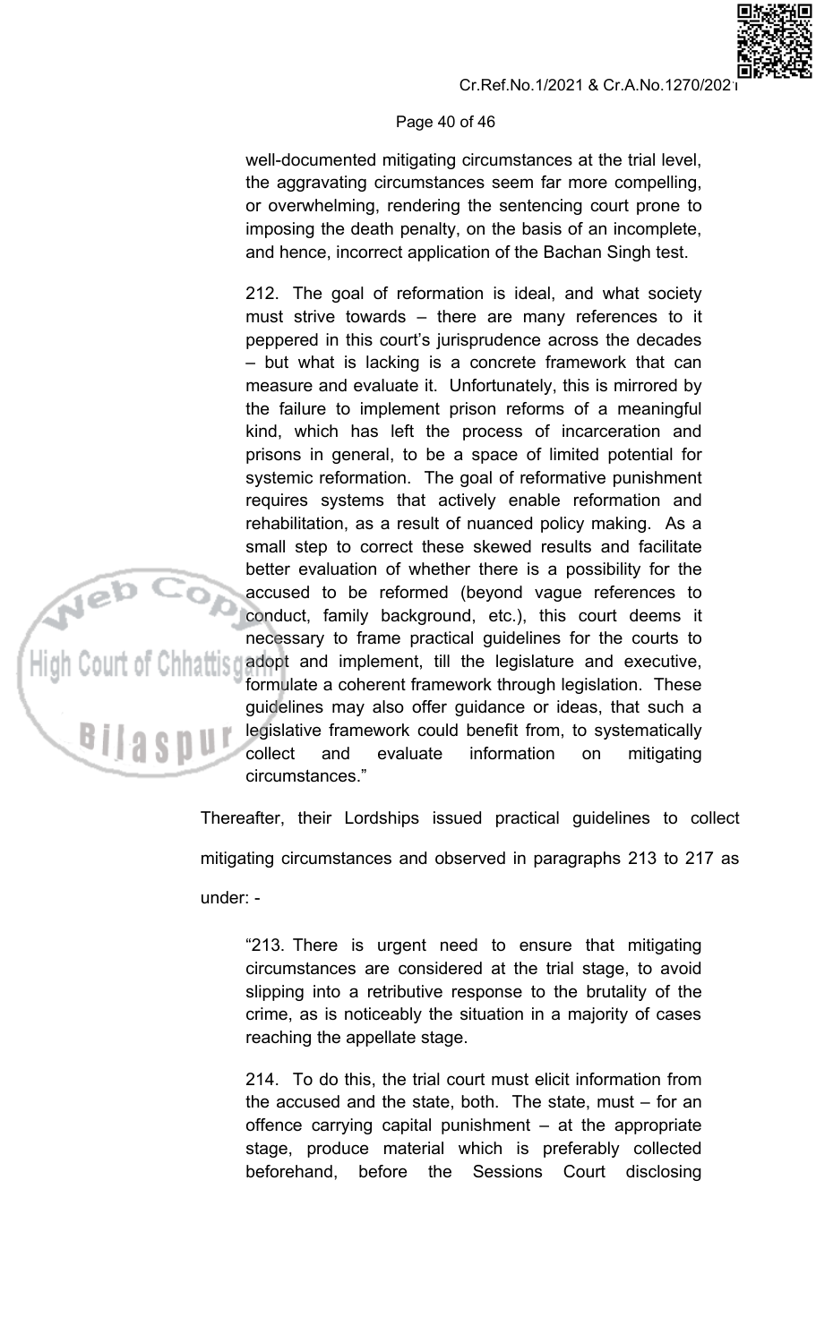well-documented mitigating circumstances at the trial level, the aggravating circumstances seem far more compelling, or overwhelming, rendering the sentencing court prone to imposing the death penalty, on the basis of an incomplete, and hence, incorrect application of the Bachan Singh test.

212. The goal of reformation is ideal, and what society must strive towards – there are many references to it peppered in this court's jurisprudence across the decades – but what is lacking is a concrete framework that can measure and evaluate it. Unfortunately, this is mirrored by the failure to implement prison reforms of a meaningful kind, which has left the process of incarceration and prisons in general, to be a space of limited potential for systemic reformation. The goal of reformative punishment requires systems that actively enable reformation and rehabilitation, as a result of nuanced policy making. As a small step to correct these skewed results and facilitate better evaluation of whether there is a possibility for the accused to be reformed (beyond vague references to conduct, family background, etc.), this court deems it necessary to frame practical guidelines for the courts to adopt and implement, till the legislature and executive, formulate a coherent framework through legislation. These guidelines may also offer guidance or ideas, that such a legislative framework could benefit from, to systematically collect and evaluate information on mitigating circumstances."

Thereafter, their Lordships issued practical guidelines to collect mitigating circumstances and observed in paragraphs 213 to 217 as under: -

"213. There is urgent need to ensure that mitigating circumstances are considered at the trial stage, to avoid slipping into a retributive response to the brutality of the crime, as is noticeably the situation in a majority of cases reaching the appellate stage.

214. To do this, the trial court must elicit information from the accused and the state, both. The state, must – for an offence carrying capital punishment – at the appropriate stage, produce material which is preferably collected beforehand, before the Sessions Court disclosing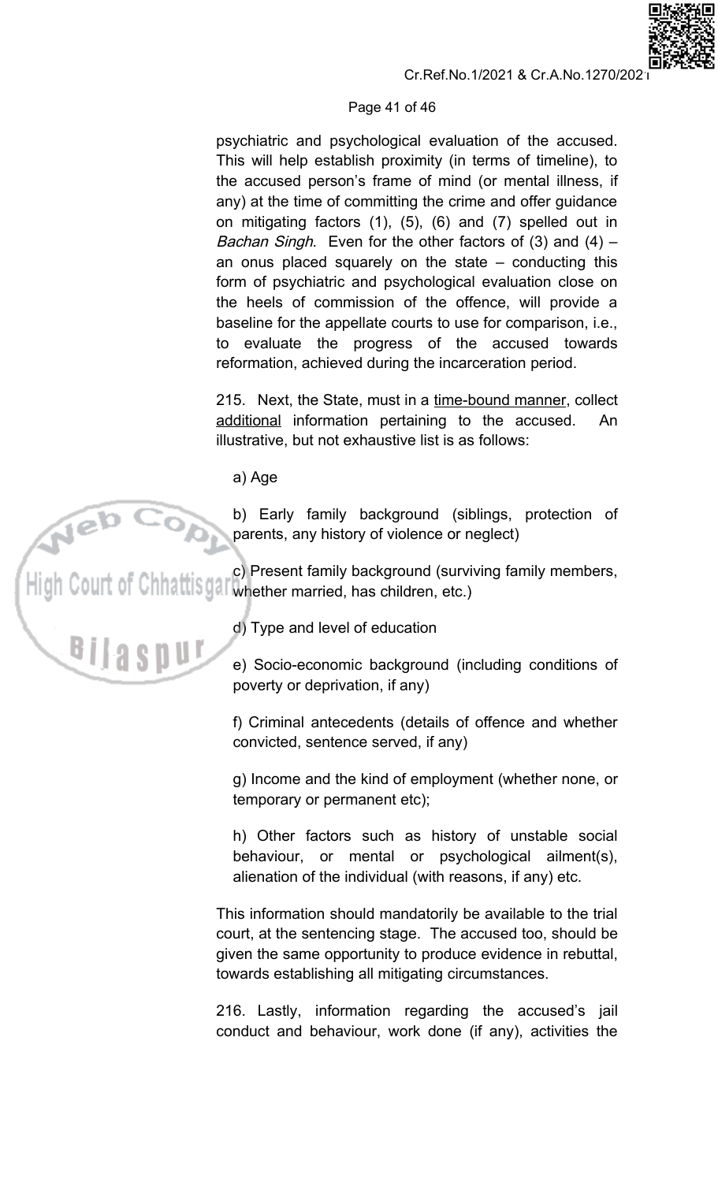psychiatric and psychological evaluation of the accused. This will help establish proximity (in terms of timeline), to the accused person's frame of mind (or mental illness, if any) at the time of committing the crime and offer guidance on mitigating factors (1), (5), (6) and (7) spelled out in *Bachan Singh*. Even for the other factors of (3) and (4) – an onus placed squarely on the state – conducting this form of psychiatric and psychological evaluation close on the heels of commission of the offence, will provide a baseline for the appellate courts to use for comparison, i.e., to evaluate the progress of the accused towards reformation, achieved during the incarceration period.

215. Next, the State, must in a <u>time-bound manner</u>, collect <u>additional</u> information pertaining to the accused. An illustrative, but not exhaustive list is as follows:

a) Age

b) Early family background (siblings, protection of parents, any history of violence or neglect)

c) Present family background (surviving family members, whether married, has children, etc.)

d) Type and level of education

e) Socio-economic background (including conditions of poverty or deprivation, if any)

f) Criminal antecedents (details of offence and whether convicted, sentence served, if any)

g) Income and the kind of employment (whether none, or temporary or permanent etc);

h) Other factors such as history of unstable social behaviour, or mental or psychological ailment(s), alienation of the individual (with reasons, if any) etc.

This information should mandatorily be available to the trial court, at the sentencing stage. The accused too, should be given the same opportunity to produce evidence in rebuttal, towards establishing all mitigating circumstances.

216. Lastly, information regarding the accused's jail conduct and behaviour, work done (if any), activities the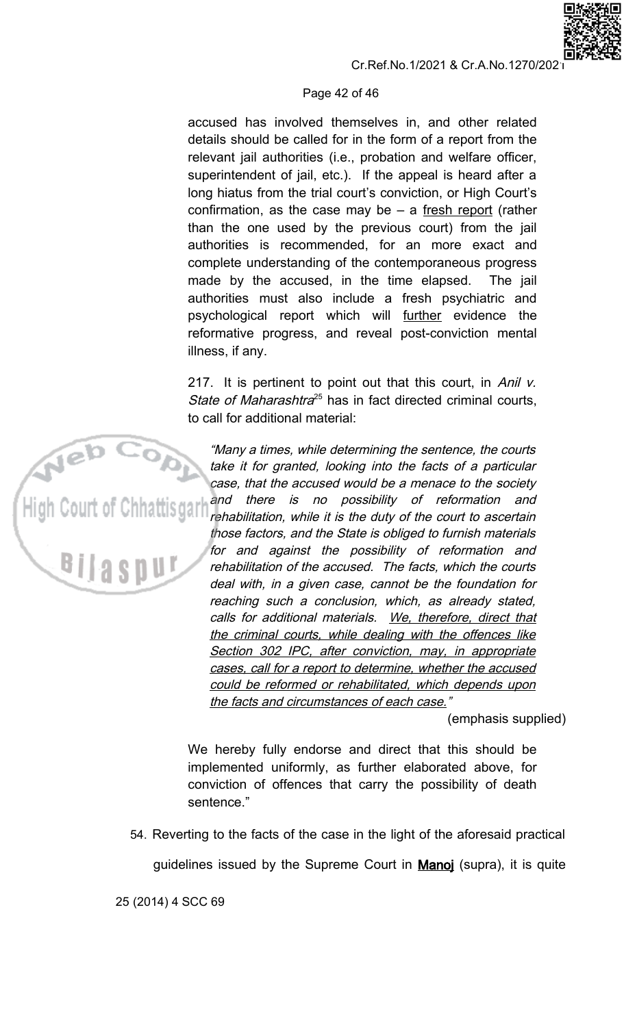accused has involved themselves in, and other related details should be called for in the form of a report from the relevant jail authorities (i.e., probation and welfare officer, superintendent of jail, etc.). If the appeal is heard after a long hiatus from the trial court's conviction, or High Court's confirmation, as the case may be – a fresh report (rather than the one used by the previous court) from the jail authorities is recommended, for an more exact and complete understanding of the contemporaneous progress made by the accused, in the time elapsed. The jail authorities must also include a fresh psychiatric and psychological report which will further evidence the reformative progress, and reveal post-conviction mental illness, if any.

217. It is pertinent to point out that this court, in *Anil v. State of Maharashtra*[25] has in fact directed criminal courts, to call for additional material:

> *"Many a times, while determining the sentence, the courts take it for granted, looking into the facts of a particular case, that the accused would be a menace to the society and there is no possibility of reformation and rehabilitation, while it is the duty of the court to ascertain those factors, and the State is obliged to furnish materials for and against the possibility of reformation and rehabilitation of the accused. The facts, which the courts deal with, in a given case, cannot be the foundation for reaching such a conclusion, which, as already stated, calls for additional materials. We, therefore, direct that the criminal courts, while dealing with the offences like Section 302 IPC, after conviction, may, in appropriate cases, call for a report to determine, whether the accused could be reformed or rehabilitated, which depends upon the facts and circumstances of each case."*
>
> (emphasis supplied)

We hereby fully endorse and direct that this should be implemented uniformly, as further elaborated above, for conviction of offences that carry the possibility of death sentence."

54. Reverting to the facts of the case in the light of the aforesaid practical guidelines issued by the Supreme Court in **Manoj** (supra), it is quite

25 (2014) 4 SCC 69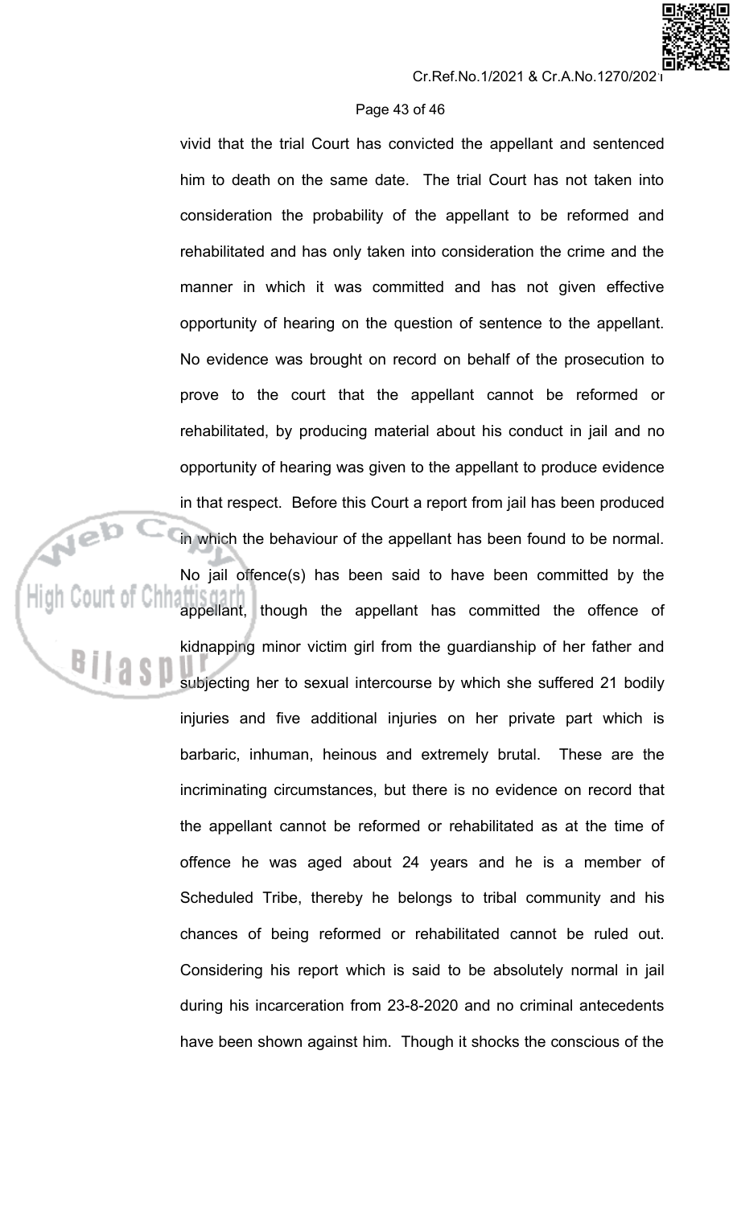vivid that the trial Court has convicted the appellant and sentenced him to death on the same date. The trial Court has not taken into consideration the probability of the appellant to be reformed and rehabilitated and has only taken into consideration the crime and the manner in which it was committed and has not given effective opportunity of hearing on the question of sentence to the appellant. No evidence was brought on record on behalf of the prosecution to prove to the court that the appellant cannot be reformed or rehabilitated, by producing material about his conduct in jail and no opportunity of hearing was given to the appellant to produce evidence in that respect. Before this Court a report from jail has been produced in which the behaviour of the appellant has been found to be normal. No jail offence(s) has been said to have been committed by the appellant, though the appellant has committed the offence of kidnapping minor victim girl from the guardianship of her father and subjecting her to sexual intercourse by which she suffered 21 bodily injuries and five additional injuries on her private part which is barbaric, inhuman, heinous and extremely brutal. These are the incriminating circumstances, but there is no evidence on record that the appellant cannot be reformed or rehabilitated as at the time of offence he was aged about 24 years and he is a member of Scheduled Tribe, thereby he belongs to tribal community and his chances of being reformed or rehabilitated cannot be ruled out. Considering his report which is said to be absolutely normal in jail during his incarceration from 23-8-2020 and no criminal antecedents have been shown against him. Though it shocks the conscious of the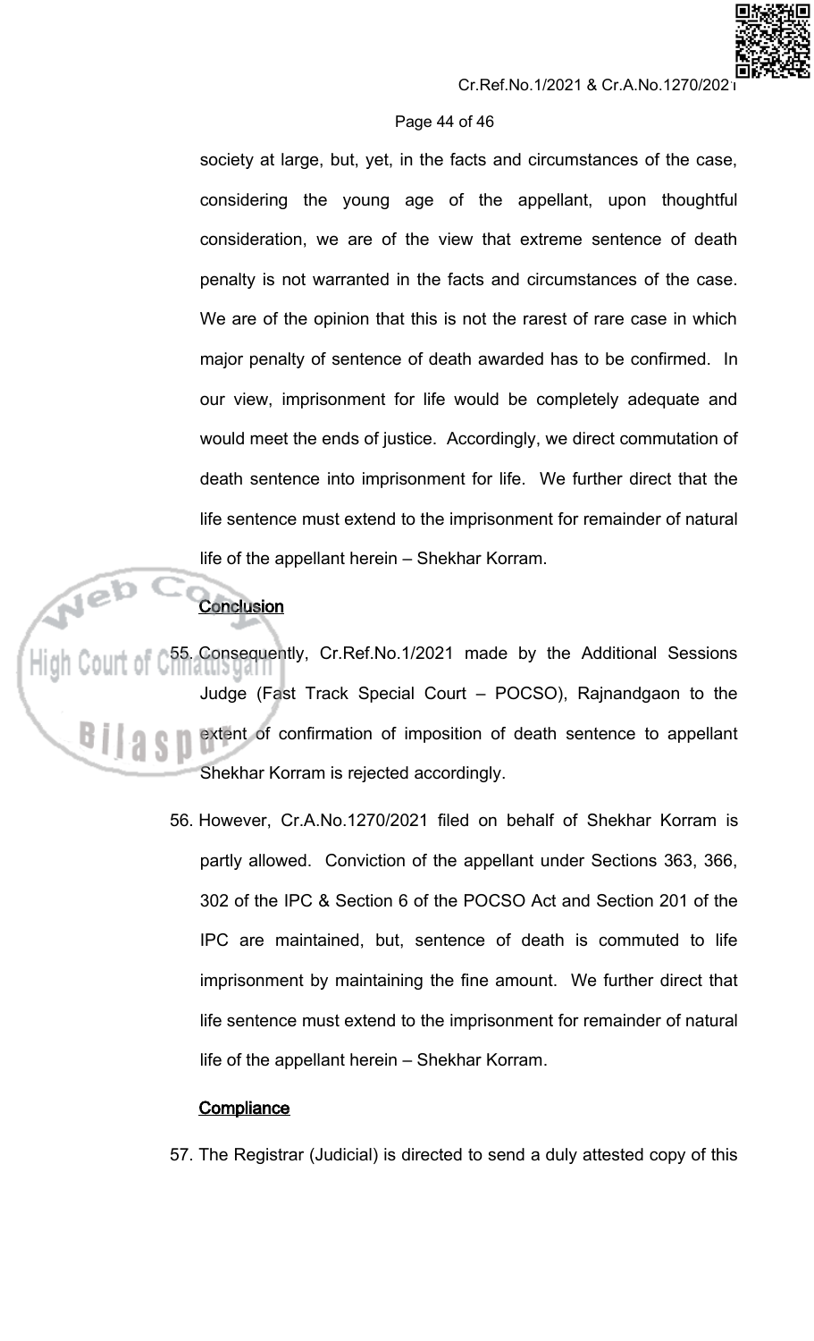society at large, but, yet, in the facts and circumstances of the case, considering the young age of the appellant, upon thoughtful consideration, we are of the view that extreme sentence of death penalty is not warranted in the facts and circumstances of the case. We are of the opinion that this is not the rarest of rare case in which major penalty of sentence of death awarded has to be confirmed. In our view, imprisonment for life would be completely adequate and would meet the ends of justice. Accordingly, we direct commutation of death sentence into imprisonment for life. We further direct that the life sentence must extend to the imprisonment for remainder of natural life of the appellant herein – Shekhar Korram.

**Conclusion**

55. Consequently, Cr.Ref.No.1/2021 made by the Additional Sessions Judge (Fast Track Special Court – POCSO), Rajnandgaon to the extent of confirmation of imposition of death sentence to appellant Shekhar Korram is rejected accordingly.

56. However, Cr.A.No.1270/2021 filed on behalf of Shekhar Korram is partly allowed. Conviction of the appellant under Sections 363, 366, 302 of the IPC & Section 6 of the POCSO Act and Section 201 of the IPC are maintained, but, sentence of death is commuted to life imprisonment by maintaining the fine amount. We further direct that life sentence must extend to the imprisonment for remainder of natural life of the appellant herein – Shekhar Korram.

**Compliance**

57. The Registrar (Judicial) is directed to send a duly attested copy of this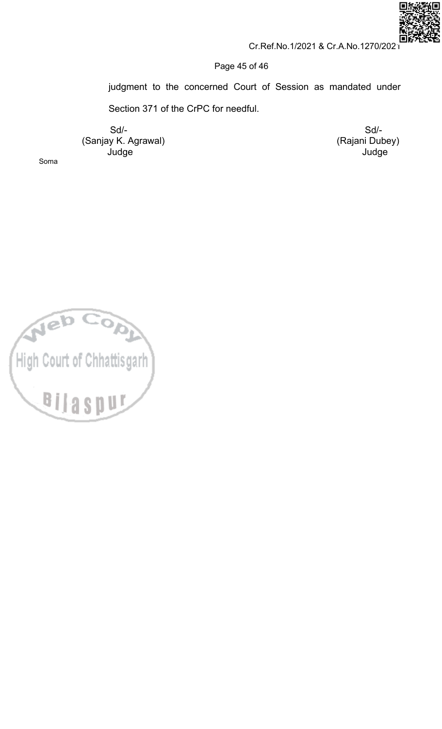judgment to the concerned Court of Session as mandated under Section 371 of the CrPC for needful.

| Sd/- | Sd/- |
| --- | --- |
| (Sanjay K. Agrawal) | (Rajani Dubey) |
| Judge | Judge |

Soma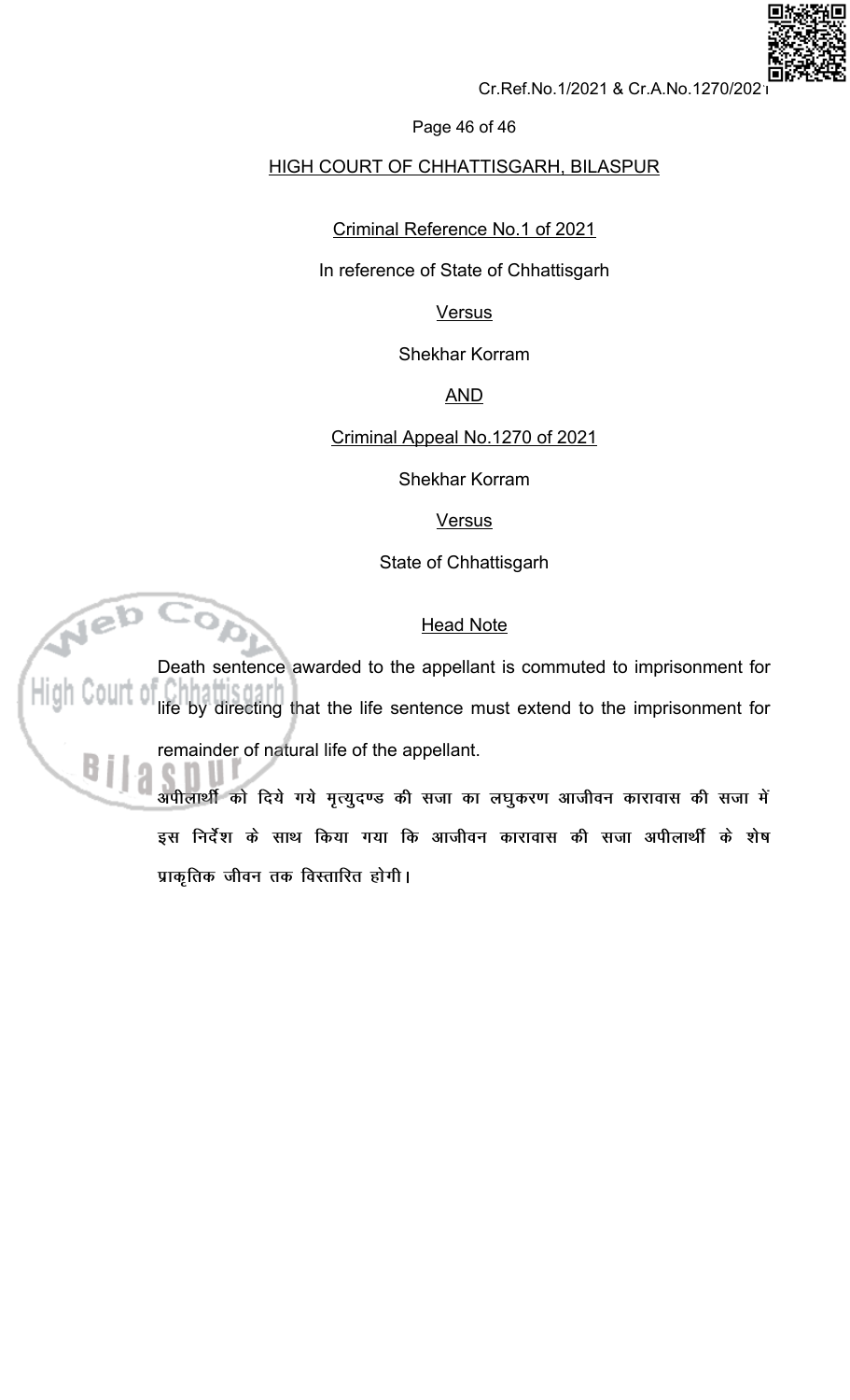## HIGH COURT OF CHHATTISGARH, BILASPUR

Criminal Reference No.1 of 2021

In reference of State of Chhattisgarh

Versus

Shekhar Korram

AND

Criminal Appeal No.1270 of 2021

Shekhar Korram

Versus

State of Chhattisgarh

### Head Note

Death sentence awarded to the appellant is commuted to imprisonment for life by directing that the life sentence must extend to the imprisonment for remainder of natural life of the appellant.

अपीलार्थी को दिये गये मृत्युदण्ड की सजा का लघुकरण आजीवन कारावास की सजा में इस निर्देश के साथ किया गया कि आजीवन कारावास की सजा अपीलार्थी के शेष प्राकृतिक जीवन तक विस्तारित होगी।